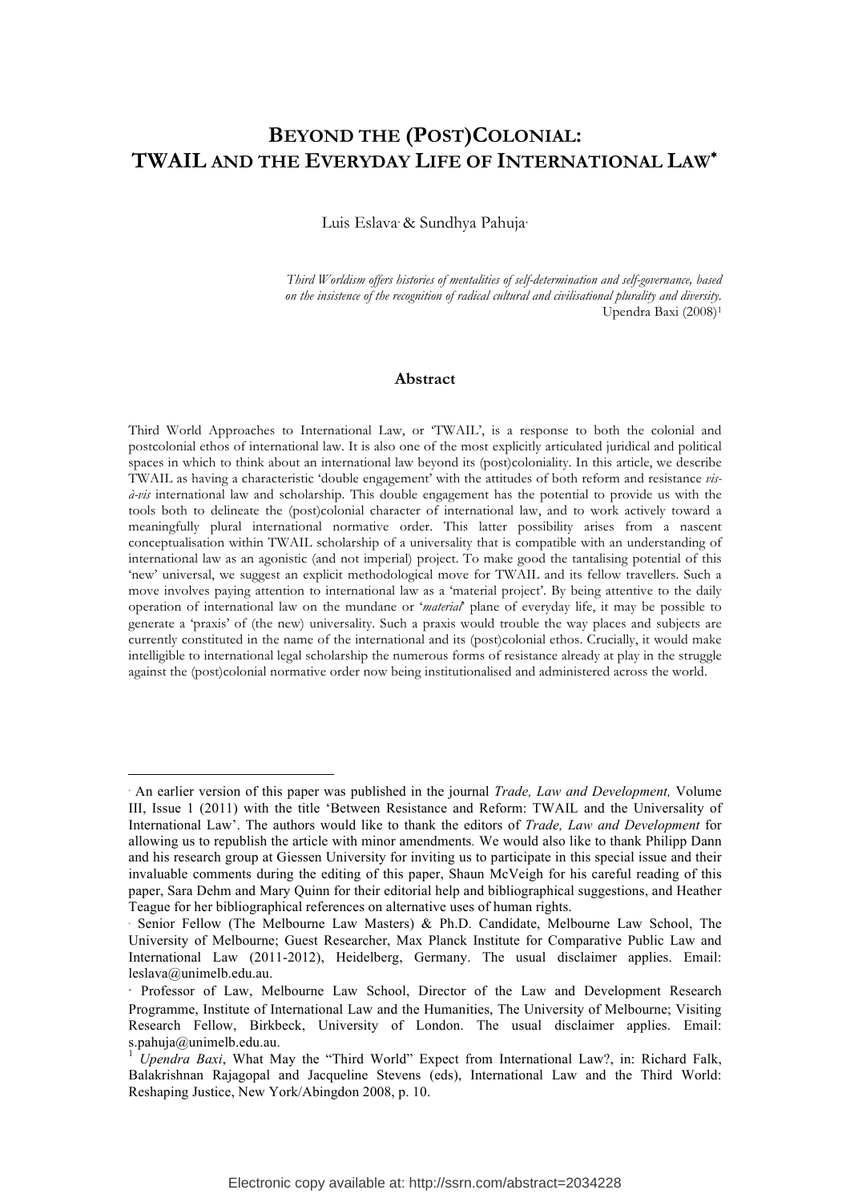# BEYOND THE (POST)COLONIAL: TWAIL AND THE EVERYDAY LIFE OF INTERNATIONAL LAW*

Luis Eslava[·] & Sundhya Pahuja[+]

*Third Worldism offers histories of mentalities of self-determination and self-governance, based on the insistence of the recognition of radical cultural and civilisational plurality and diversity.*
Upendra Baxi (2008)[1]

## Abstract

Third World Approaches to International Law, or 'TWAIL', is a response to both the colonial and postcolonial ethos of international law. It is also one of the most explicitly articulated juridical and political spaces in which to think about an international law beyond its (post)coloniality. In this article, we describe TWAIL as having a characteristic 'double engagement' with the attitudes of both reform and resistance *vis-à-vis* international law and scholarship. This double engagement has the potential to provide us with the tools both to delineate the (post)colonial character of international law, and to work actively toward a meaningfully plural international normative order. This latter possibility arises from a nascent conceptualisation within TWAIL scholarship of a universality that is compatible with an understanding of international law as an agonistic (and not imperial) project. To make good the tantalising potential of this 'new' universal, we suggest an explicit methodological move for TWAIL and its fellow travellers. Such a move involves paying attention to international law as a 'material project'. By being attentive to the daily operation of international law on the mundane or '*material*' plane of everyday life, it may be possible to generate a 'praxis' of (the new) universality. Such a praxis would trouble the way places and subjects are currently constituted in the name of the international and its (post)colonial ethos. Crucially, it would make intelligible to international legal scholarship the numerous forms of resistance already at play in the struggle against the (post)colonial normative order now being institutionalised and administered across the world.

---

[*] An earlier version of this paper was published in the journal *Trade, Law and Development,* Volume III, Issue 1 (2011) with the title 'Between Resistance and Reform: TWAIL and the Universality of International Law'. The authors would like to thank the editors of *Trade, Law and Development* for allowing us to republish the article with minor amendments*.* We would also like to thank Philipp Dann and his research group at Giessen University for inviting us to participate in this special issue and their invaluable comments during the editing of this paper, Shaun McVeigh for his careful reading of this paper, Sara Dehm and Mary Quinn for their editorial help and bibliographical suggestions, and Heather Teague for her bibliographical references on alternative uses of human rights.

[·] Senior Fellow (The Melbourne Law Masters) & Ph.D. Candidate, Melbourne Law School, The University of Melbourne; Guest Researcher, Max Planck Institute for Comparative Public Law and International Law (2011-2012), Heidelberg, Germany. The usual disclaimer applies. Email: leslava@unimelb.edu.au.

[+] Professor of Law, Melbourne Law School, Director of the Law and Development Research Programme, Institute of International Law and the Humanities, The University of Melbourne; Visiting Research Fellow, Birkbeck, University of London. The usual disclaimer applies. Email: s.pahuja@unimelb.edu.au.

[1] *Upendra Baxi*, What May the "Third World" Expect from International Law?, in: Richard Falk, Balakrishnan Rajagopal and Jacqueline Stevens (eds), International Law and the Third World: Reshaping Justice, New York/Abingdon 2008, p. 10.

Electronic copy available at: http://ssrn.com/abstract=2034228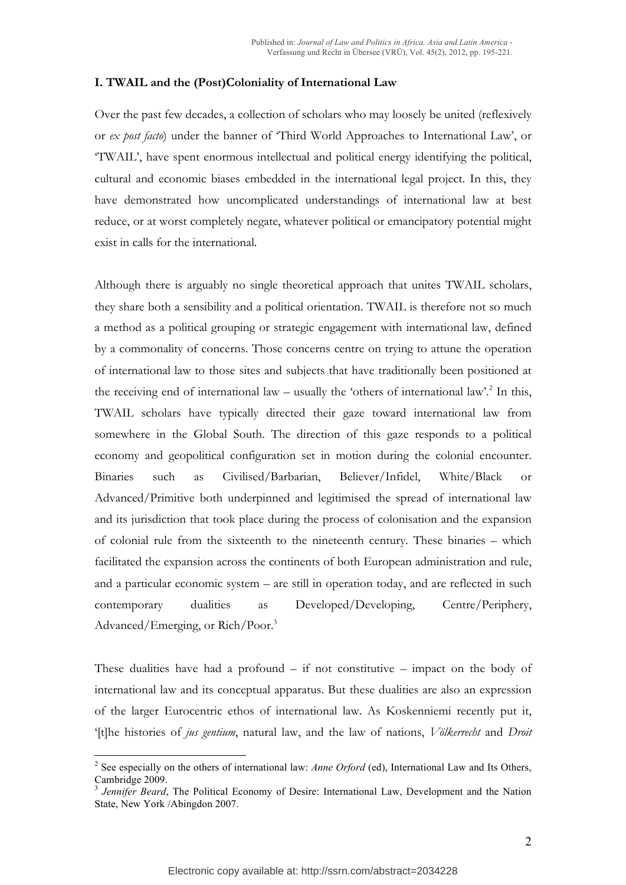## I. TWAIL and the (Post)Coloniality of International Law

Over the past few decades, a collection of scholars who may loosely be united (reflexively or *ex post facto*) under the banner of 'Third World Approaches to International Law', or 'TWAIL', have spent enormous intellectual and political energy identifying the political, cultural and economic biases embedded in the international legal project. In this, they have demonstrated how uncomplicated understandings of international law at best reduce, or at worst completely negate, whatever political or emancipatory potential might exist in calls for the international.

Although there is arguably no single theoretical approach that unites TWAIL scholars, they share both a sensibility and a political orientation. TWAIL is therefore not so much a method as a political grouping or strategic engagement with international law, defined by a commonality of concerns. Those concerns centre on trying to attune the operation of international law to those sites and subjects that have traditionally been positioned at the receiving end of international law – usually the 'others of international law'.[2] In this, TWAIL scholars have typically directed their gaze toward international law from somewhere in the Global South. The direction of this gaze responds to a political economy and geopolitical configuration set in motion during the colonial encounter. Binaries such as Civilised/Barbarian, Believer/Infidel, White/Black or Advanced/Primitive both underpinned and legitimised the spread of international law and its jurisdiction that took place during the process of colonisation and the expansion of colonial rule from the sixteenth to the nineteenth century. These binaries – which facilitated the expansion across the continents of both European administration and rule, and a particular economic system – are still in operation today, and are reflected in such contemporary dualities as Developed/Developing, Centre/Periphery, Advanced/Emerging, or Rich/Poor.[3]

These dualities have had a profound – if not constitutive – impact on the body of international law and its conceptual apparatus. But these dualities are also an expression of the larger Eurocentric ethos of international law. As Koskenniemi recently put it, '[t]he histories of *jus gentium*, natural law, and the law of nations, *Völkerrecht* and *Droit*

---

[2] See especially on the others of international law: *Anne Orford* (ed), International Law and Its Others, Cambridge 2009.

[3] *Jennifer Beard*, The Political Economy of Desire: International Law, Development and the Nation State, New York /Abingdon 2007.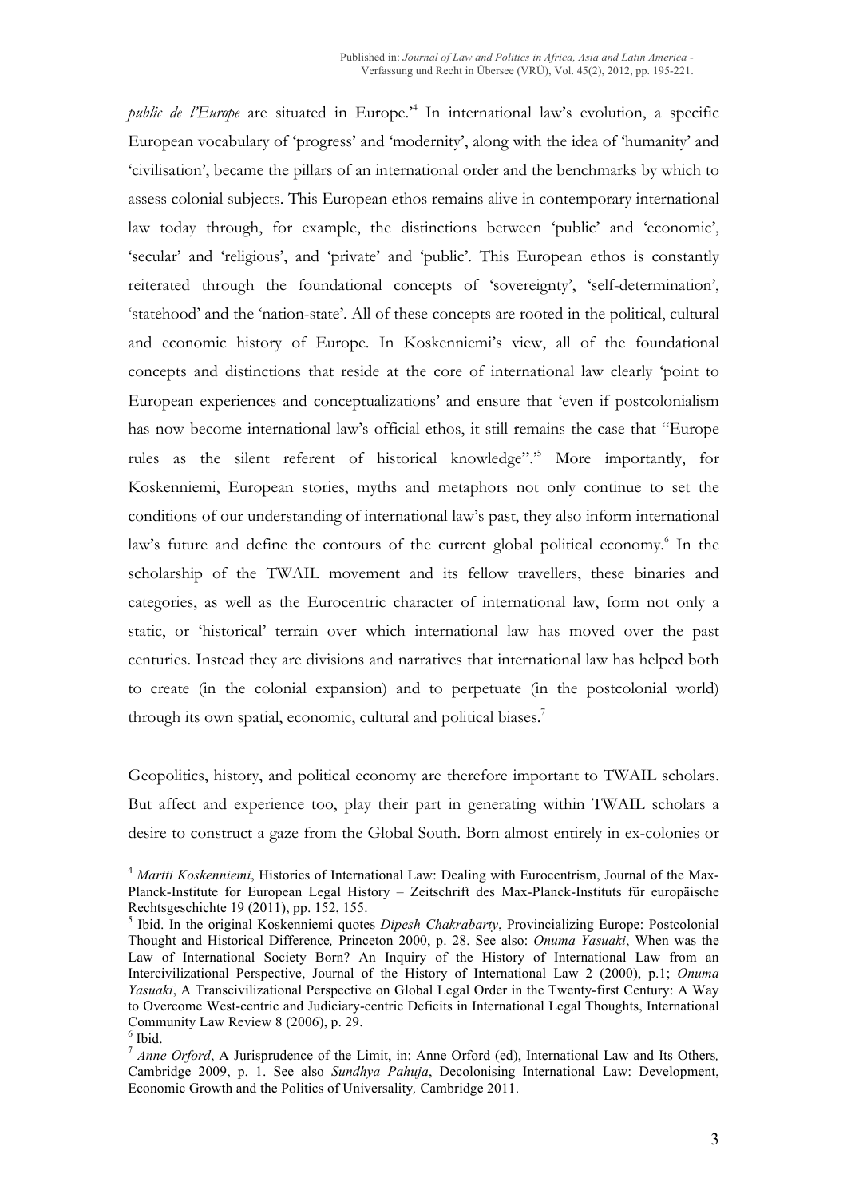*public de l'Europe* are situated in Europe.'[4] In international law's evolution, a specific European vocabulary of 'progress' and 'modernity', along with the idea of 'humanity' and 'civilisation', became the pillars of an international order and the benchmarks by which to assess colonial subjects. This European ethos remains alive in contemporary international law today through, for example, the distinctions between 'public' and 'economic', 'secular' and 'religious', and 'private' and 'public'. This European ethos is constantly reiterated through the foundational concepts of 'sovereignty', 'self-determination', 'statehood' and the 'nation-state'. All of these concepts are rooted in the political, cultural and economic history of Europe. In Koskenniemi's view, all of the foundational concepts and distinctions that reside at the core of international law clearly 'point to European experiences and conceptualizations' and ensure that 'even if postcolonialism has now become international law's official ethos, it still remains the case that "Europe rules as the silent referent of historical knowledge".'[5] More importantly, for Koskenniemi, European stories, myths and metaphors not only continue to set the conditions of our understanding of international law's past, they also inform international law's future and define the contours of the current global political economy.[6] In the scholarship of the TWAIL movement and its fellow travellers, these binaries and categories, as well as the Eurocentric character of international law, form not only a static, or 'historical' terrain over which international law has moved over the past centuries. Instead they are divisions and narratives that international law has helped both to create (in the colonial expansion) and to perpetuate (in the postcolonial world) through its own spatial, economic, cultural and political biases.[7]

Geopolitics, history, and political economy are therefore important to TWAIL scholars. But affect and experience too, play their part in generating within TWAIL scholars a desire to construct a gaze from the Global South. Born almost entirely in ex-colonies or

---

[4] *Martti Koskenniemi*, Histories of International Law: Dealing with Eurocentrism, Journal of the Max-Planck-Institute for European Legal History – Zeitschrift des Max-Planck-Instituts für europäische Rechtsgeschichte 19 (2011), pp. 152, 155.

[5] Ibid. In the original Koskenniemi quotes *Dipesh Chakrabarty*, Provincializing Europe: Postcolonial Thought and Historical Difference*,* Princeton 2000, p. 28. See also: *Onuma Yasuaki*, When was the Law of International Society Born? An Inquiry of the History of International Law from an Intercivilizational Perspective, Journal of the History of International Law 2 (2000), p.1; *Onuma Yasuaki*, A Transcivilizational Perspective on Global Legal Order in the Twenty-first Century: A Way to Overcome West-centric and Judiciary-centric Deficits in International Legal Thoughts, International Community Law Review 8 (2006), p. 29.

[6] Ibid.

[7] *Anne Orford*, A Jurisprudence of the Limit, in: Anne Orford (ed), International Law and Its Others*,* Cambridge 2009, p. 1. See also *Sundhya Pahuja*, Decolonising International Law: Development, Economic Growth and the Politics of Universality*,* Cambridge 2011.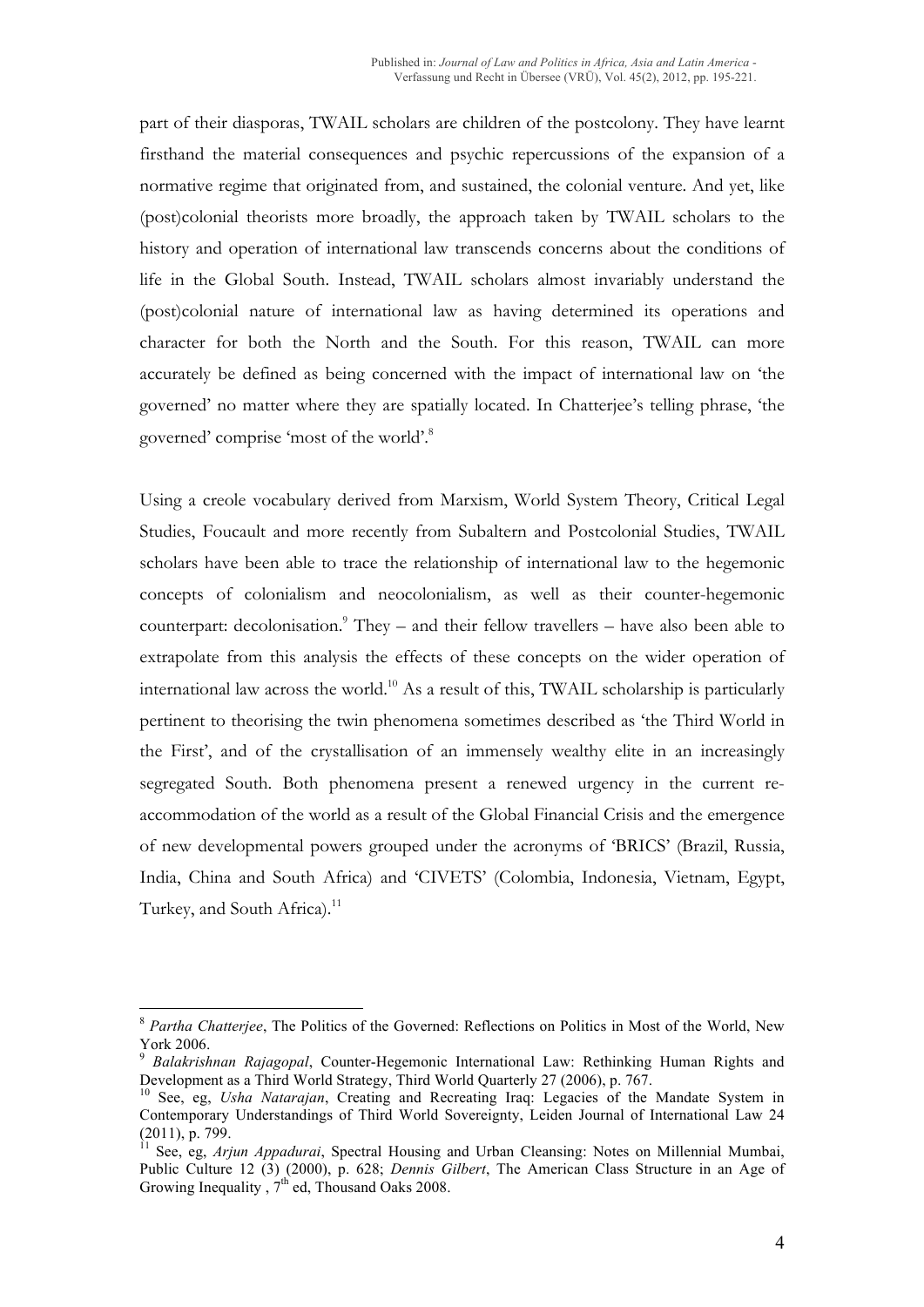part of their diasporas, TWAIL scholars are children of the postcolony. They have learnt firsthand the material consequences and psychic repercussions of the expansion of a normative regime that originated from, and sustained, the colonial venture. And yet, like (post)colonial theorists more broadly, the approach taken by TWAIL scholars to the history and operation of international law transcends concerns about the conditions of life in the Global South. Instead, TWAIL scholars almost invariably understand the (post)colonial nature of international law as having determined its operations and character for both the North and the South. For this reason, TWAIL can more accurately be defined as being concerned with the impact of international law on 'the governed' no matter where they are spatially located. In Chatterjee's telling phrase, 'the governed' comprise 'most of the world'.[8]

Using a creole vocabulary derived from Marxism, World System Theory, Critical Legal Studies, Foucault and more recently from Subaltern and Postcolonial Studies, TWAIL scholars have been able to trace the relationship of international law to the hegemonic concepts of colonialism and neocolonialism, as well as their counter-hegemonic counterpart: decolonisation.[9] They – and their fellow travellers – have also been able to extrapolate from this analysis the effects of these concepts on the wider operation of international law across the world.[10] As a result of this, TWAIL scholarship is particularly pertinent to theorising the twin phenomena sometimes described as 'the Third World in the First', and of the crystallisation of an immensely wealthy elite in an increasingly segregated South. Both phenomena present a renewed urgency in the current re-accommodation of the world as a result of the Global Financial Crisis and the emergence of new developmental powers grouped under the acronyms of 'BRICS' (Brazil, Russia, India, China and South Africa) and 'CIVETS' (Colombia, Indonesia, Vietnam, Egypt, Turkey, and South Africa).[11]

---

[8] *Partha Chatterjee*, The Politics of the Governed: Reflections on Politics in Most of the World, New York 2006.

[9] *Balakrishnan Rajagopal*, Counter-Hegemonic International Law: Rethinking Human Rights and Development as a Third World Strategy, Third World Quarterly 27 (2006), p. 767.

[10] See, eg, *Usha Natarajan*, Creating and Recreating Iraq: Legacies of the Mandate System in Contemporary Understandings of Third World Sovereignty, Leiden Journal of International Law 24 (2011), p. 799.

[11] See, eg, *Arjun Appadurai*, Spectral Housing and Urban Cleansing: Notes on Millennial Mumbai, Public Culture 12 (3) (2000), p. 628; *Dennis Gilbert*, The American Class Structure in an Age of Growing Inequality , 7th ed, Thousand Oaks 2008.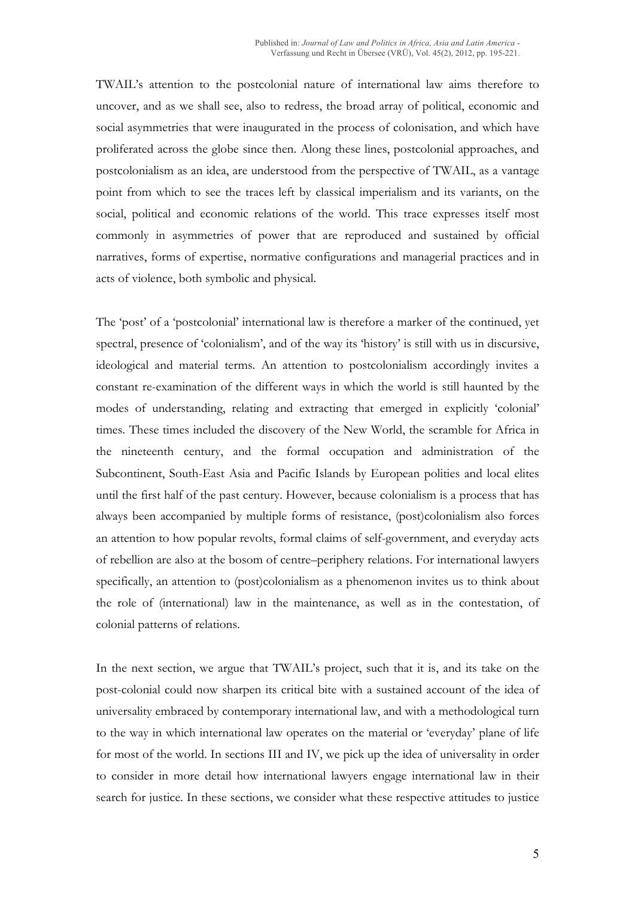TWAIL's attention to the postcolonial nature of international law aims therefore to uncover, and as we shall see, also to redress, the broad array of political, economic and social asymmetries that were inaugurated in the process of colonisation, and which have proliferated across the globe since then. Along these lines, postcolonial approaches, and postcolonialism as an idea, are understood from the perspective of TWAIL, as a vantage point from which to see the traces left by classical imperialism and its variants, on the social, political and economic relations of the world. This trace expresses itself most commonly in asymmetries of power that are reproduced and sustained by official narratives, forms of expertise, normative configurations and managerial practices and in acts of violence, both symbolic and physical.

The 'post' of a 'postcolonial' international law is therefore a marker of the continued, yet spectral, presence of 'colonialism', and of the way its 'history' is still with us in discursive, ideological and material terms. An attention to postcolonialism accordingly invites a constant re-examination of the different ways in which the world is still haunted by the modes of understanding, relating and extracting that emerged in explicitly 'colonial' times. These times included the discovery of the New World, the scramble for Africa in the nineteenth century, and the formal occupation and administration of the Subcontinent, South-East Asia and Pacific Islands by European polities and local elites until the first half of the past century. However, because colonialism is a process that has always been accompanied by multiple forms of resistance, (post)colonialism also forces an attention to how popular revolts, formal claims of self-government, and everyday acts of rebellion are also at the bosom of centre–periphery relations. For international lawyers specifically, an attention to (post)colonialism as a phenomenon invites us to think about the role of (international) law in the maintenance, as well as in the contestation, of colonial patterns of relations.

In the next section, we argue that TWAIL's project, such that it is, and its take on the post-colonial could now sharpen its critical bite with a sustained account of the idea of universality embraced by contemporary international law, and with a methodological turn to the way in which international law operates on the material or 'everyday' plane of life for most of the world. In sections III and IV, we pick up the idea of universality in order to consider in more detail how international lawyers engage international law in their search for justice. In these sections, we consider what these respective attitudes to justice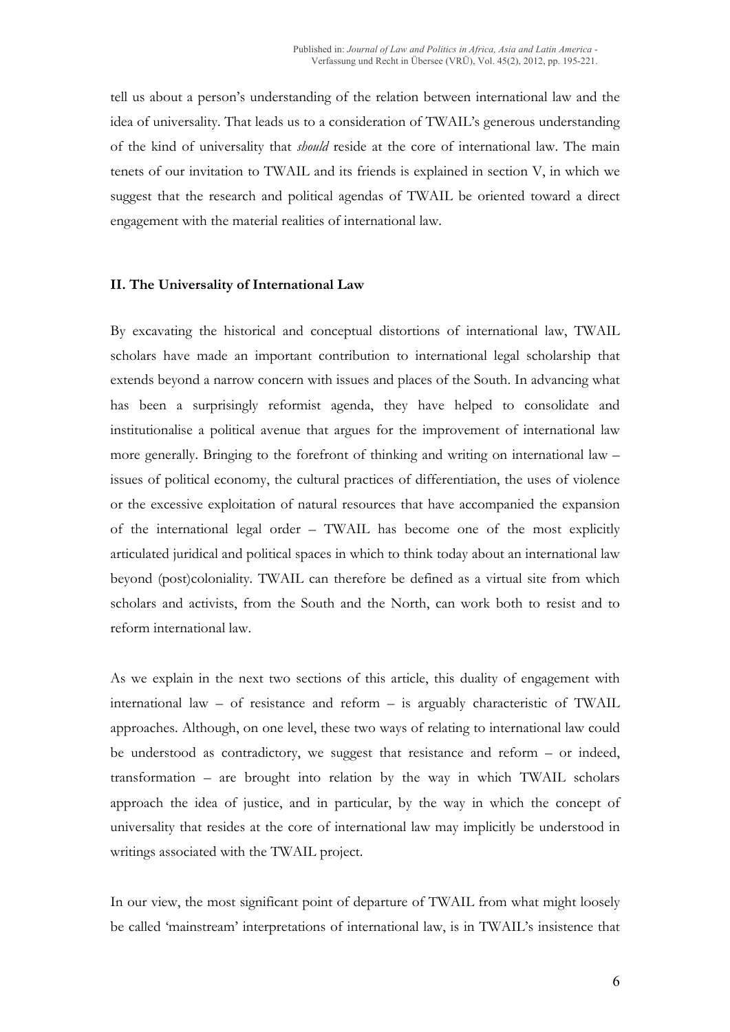tell us about a person's understanding of the relation between international law and the idea of universality. That leads us to a consideration of TWAIL's generous understanding of the kind of universality that *should* reside at the core of international law. The main tenets of our invitation to TWAIL and its friends is explained in section V, in which we suggest that the research and political agendas of TWAIL be oriented toward a direct engagement with the material realities of international law.

## II. The Universality of International Law

By excavating the historical and conceptual distortions of international law, TWAIL scholars have made an important contribution to international legal scholarship that extends beyond a narrow concern with issues and places of the South. In advancing what has been a surprisingly reformist agenda, they have helped to consolidate and institutionalise a political avenue that argues for the improvement of international law more generally. Bringing to the forefront of thinking and writing on international law – issues of political economy, the cultural practices of differentiation, the uses of violence or the excessive exploitation of natural resources that have accompanied the expansion of the international legal order – TWAIL has become one of the most explicitly articulated juridical and political spaces in which to think today about an international law beyond (post)coloniality. TWAIL can therefore be defined as a virtual site from which scholars and activists, from the South and the North, can work both to resist and to reform international law.

As we explain in the next two sections of this article, this duality of engagement with international law – of resistance and reform – is arguably characteristic of TWAIL approaches. Although, on one level, these two ways of relating to international law could be understood as contradictory, we suggest that resistance and reform – or indeed, transformation – are brought into relation by the way in which TWAIL scholars approach the idea of justice, and in particular, by the way in which the concept of universality that resides at the core of international law may implicitly be understood in writings associated with the TWAIL project.

In our view, the most significant point of departure of TWAIL from what might loosely be called 'mainstream' interpretations of international law, is in TWAIL's insistence that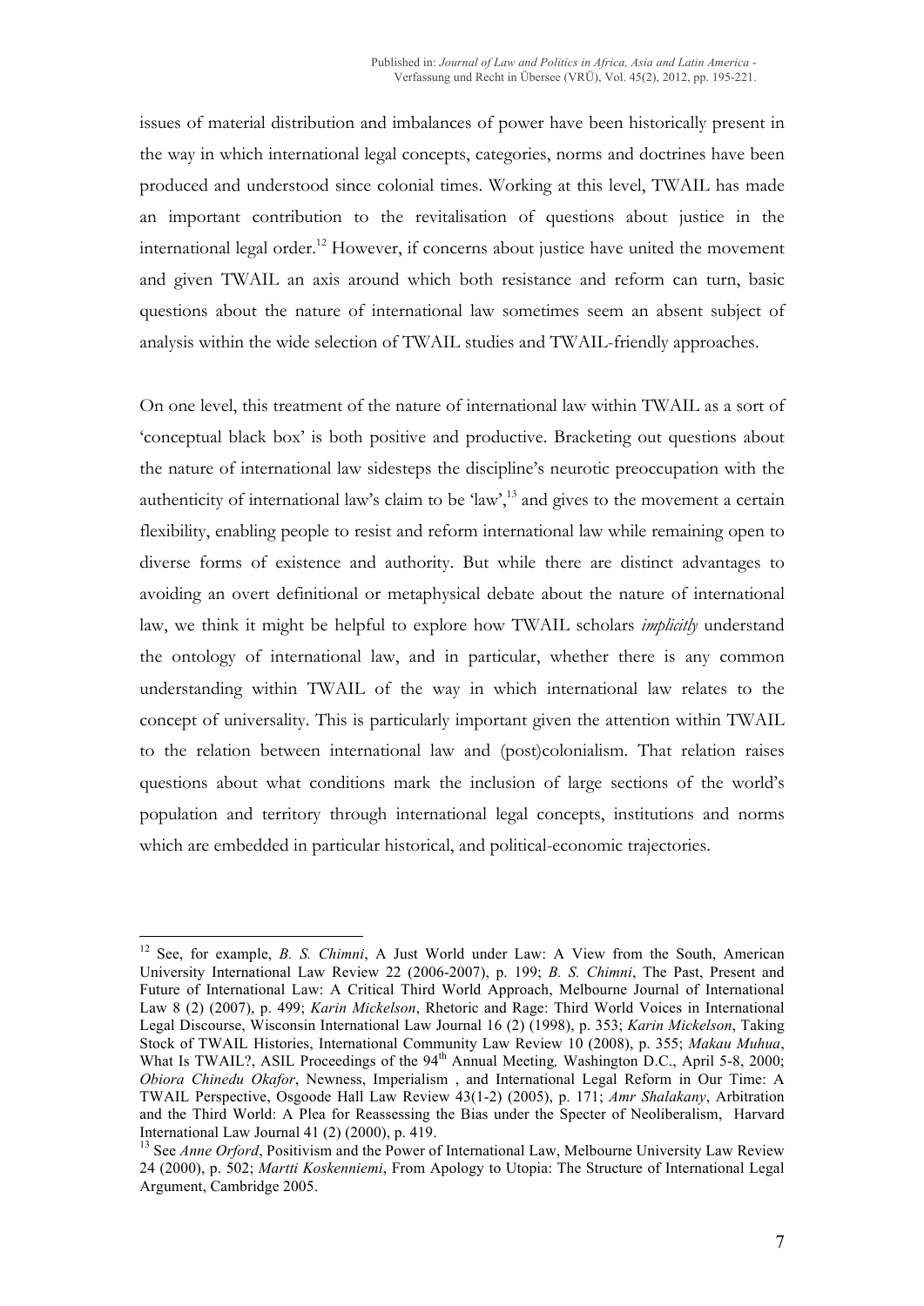issues of material distribution and imbalances of power have been historically present in the way in which international legal concepts, categories, norms and doctrines have been produced and understood since colonial times. Working at this level, TWAIL has made an important contribution to the revitalisation of questions about justice in the international legal order.[12] However, if concerns about justice have united the movement and given TWAIL an axis around which both resistance and reform can turn, basic questions about the nature of international law sometimes seem an absent subject of analysis within the wide selection of TWAIL studies and TWAIL-friendly approaches.

On one level, this treatment of the nature of international law within TWAIL as a sort of 'conceptual black box' is both positive and productive. Bracketing out questions about the nature of international law sidesteps the discipline's neurotic preoccupation with the authenticity of international law's claim to be 'law',[13] and gives to the movement a certain flexibility, enabling people to resist and reform international law while remaining open to diverse forms of existence and authority. But while there are distinct advantages to avoiding an overt definitional or metaphysical debate about the nature of international law, we think it might be helpful to explore how TWAIL scholars *implicitly* understand the ontology of international law, and in particular, whether there is any common understanding within TWAIL of the way in which international law relates to the concept of universality. This is particularly important given the attention within TWAIL to the relation between international law and (post)colonialism. That relation raises questions about what conditions mark the inclusion of large sections of the world's population and territory through international legal concepts, institutions and norms which are embedded in particular historical, and political-economic trajectories.

---

[12] See, for example, *B. S. Chimni*, A Just World under Law: A View from the South, American University International Law Review 22 (2006-2007), p. 199; *B. S. Chimni*, The Past, Present and Future of International Law: A Critical Third World Approach, Melbourne Journal of International Law 8 (2) (2007), p. 499; *Karin Mickelson*, Rhetoric and Rage: Third World Voices in International Legal Discourse, Wisconsin International Law Journal 16 (2) (1998), p. 353; *Karin Mickelson*, Taking Stock of TWAIL Histories, International Community Law Review 10 (2008), p. 355; *Makau Muhua*, What Is TWAIL?, ASIL Proceedings of the 94th Annual Meeting*,* Washington D.C., April 5-8, 2000; *Obiora Chinedu Okafor*, Newness, Imperialism , and International Legal Reform in Our Time: A TWAIL Perspective, Osgoode Hall Law Review 43(1-2) (2005), p. 171; *Amr Shalakany*, Arbitration and the Third World: A Plea for Reassessing the Bias under the Specter of Neoliberalism, Harvard International Law Journal 41 (2) (2000), p. 419.

[13] See *Anne Orford*, Positivism and the Power of International Law, Melbourne University Law Review 24 (2000), p. 502; *Martti Koskenniemi*, From Apology to Utopia: The Structure of International Legal Argument, Cambridge 2005.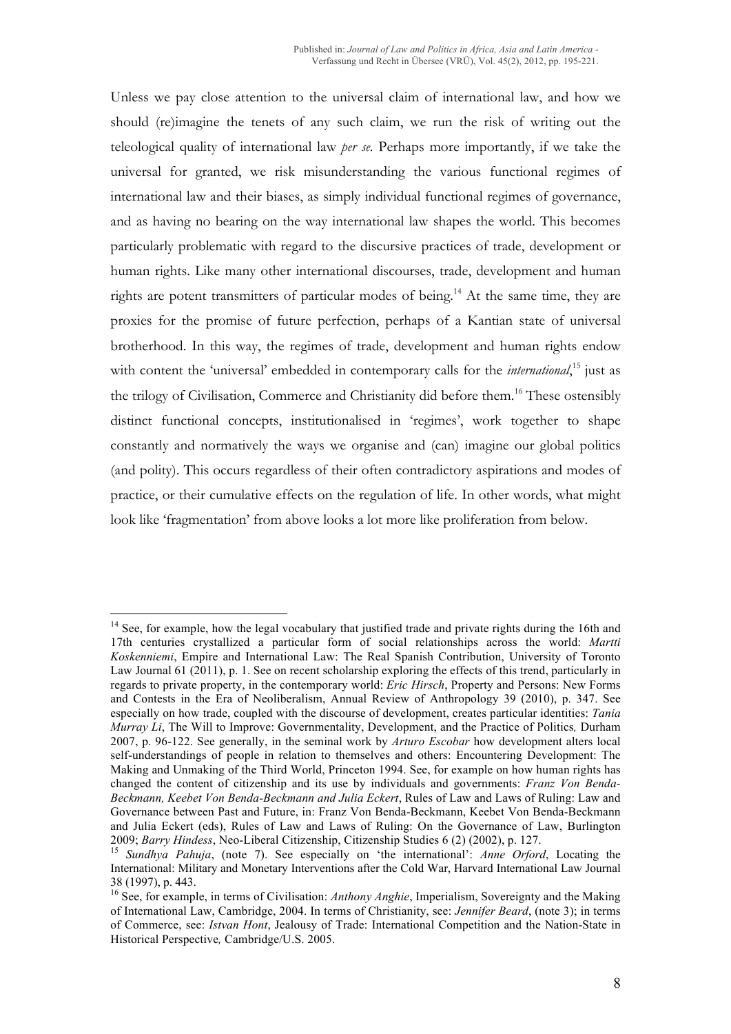Unless we pay close attention to the universal claim of international law, and how we should (re)imagine the tenets of any such claim, we run the risk of writing out the teleological quality of international law *per se.* Perhaps more importantly, if we take the universal for granted, we risk misunderstanding the various functional regimes of international law and their biases, as simply individual functional regimes of governance, and as having no bearing on the way international law shapes the world. This becomes particularly problematic with regard to the discursive practices of trade, development or human rights. Like many other international discourses, trade, development and human rights are potent transmitters of particular modes of being.[14] At the same time, they are proxies for the promise of future perfection, perhaps of a Kantian state of universal brotherhood. In this way, the regimes of trade, development and human rights endow with content the 'universal' embedded in contemporary calls for the *international*,[15] just as the trilogy of Civilisation, Commerce and Christianity did before them.[16] These ostensibly distinct functional concepts, institutionalised in 'regimes', work together to shape constantly and normatively the ways we organise and (can) imagine our global politics (and polity). This occurs regardless of their often contradictory aspirations and modes of practice, or their cumulative effects on the regulation of life. In other words, what might look like 'fragmentation' from above looks a lot more like proliferation from below.

---

[14] See, for example, how the legal vocabulary that justified trade and private rights during the 16th and 17th centuries crystallized a particular form of social relationships across the world: *Martti Koskenniemi*, Empire and International Law: The Real Spanish Contribution, University of Toronto Law Journal 61 (2011), p. 1. See on recent scholarship exploring the effects of this trend, particularly in regards to private property, in the contemporary world: *Eric Hirsch*, Property and Persons: New Forms and Contests in the Era of Neoliberalism, Annual Review of Anthropology 39 (2010), p. 347. See especially on how trade, coupled with the discourse of development, creates particular identities: *Tania Murray Li*, The Will to Improve: Governmentality, Development, and the Practice of Politics*,* Durham 2007, p. 96-122. See generally, in the seminal work by *Arturo Escobar* how development alters local self-understandings of people in relation to themselves and others: Encountering Development: The Making and Unmaking of the Third World, Princeton 1994. See, for example on how human rights has changed the content of citizenship and its use by individuals and governments: *Franz Von Benda-Beckmann, Keebet Von Benda-Beckmann and Julia Eckert*, Rules of Law and Laws of Ruling: Law and Governance between Past and Future, in: Franz Von Benda-Beckmann, Keebet Von Benda-Beckmann and Julia Eckert (eds), Rules of Law and Laws of Ruling: On the Governance of Law, Burlington 2009; *Barry Hindess*, Neo-Liberal Citizenship, Citizenship Studies 6 (2) (2002), p. 127.

[15] *Sundhya Pahuja*, (note 7). See especially on 'the international': *Anne Orford*, Locating the International: Military and Monetary Interventions after the Cold War, Harvard International Law Journal 38 (1997), p. 443.

[16] See, for example, in terms of Civilisation: *Anthony Anghie*, Imperialism, Sovereignty and the Making of International Law, Cambridge, 2004. In terms of Christianity, see: *Jennifer Beard*, (note 3); in terms of Commerce, see: *Istvan Hont*, Jealousy of Trade: International Competition and the Nation-State in Historical Perspective*,* Cambridge/U.S. 2005.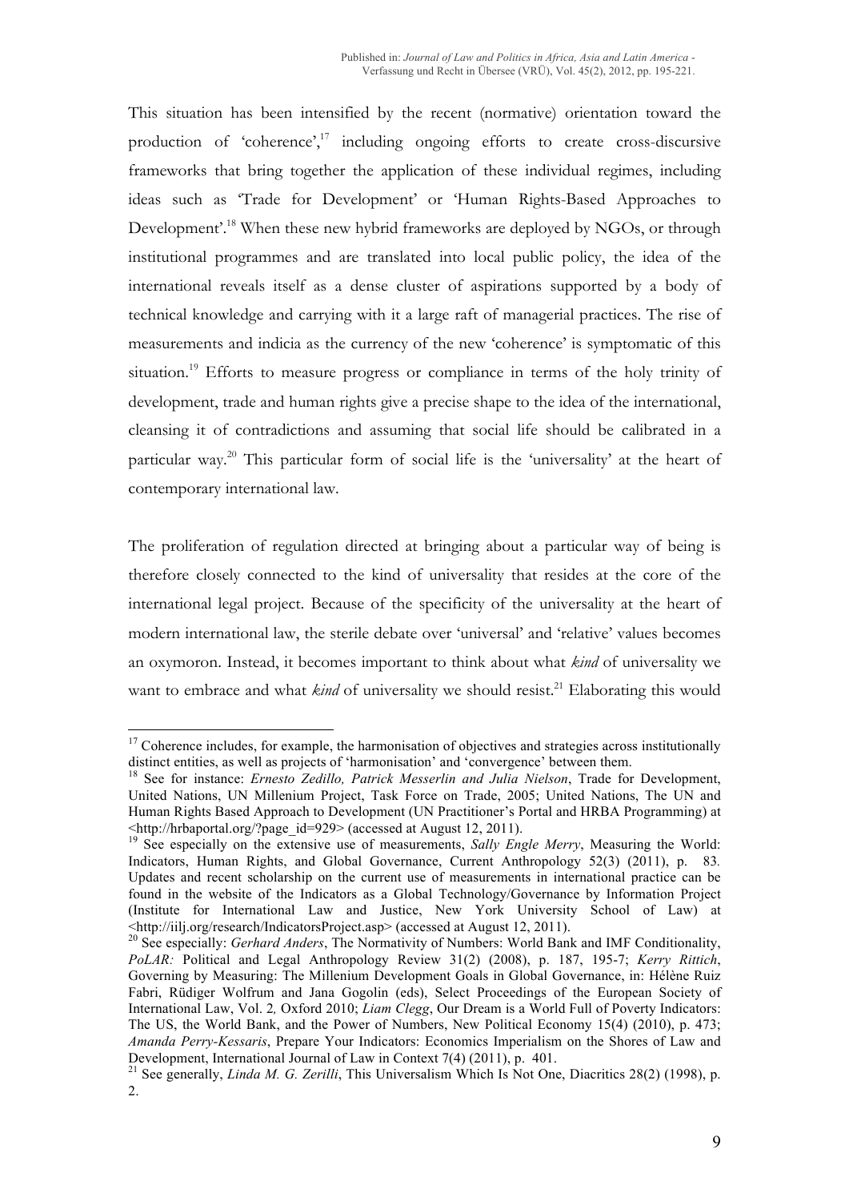This situation has been intensified by the recent (normative) orientation toward the production of 'coherence',[17] including ongoing efforts to create cross-discursive frameworks that bring together the application of these individual regimes, including ideas such as 'Trade for Development' or 'Human Rights-Based Approaches to Development'.[18] When these new hybrid frameworks are deployed by NGOs, or through institutional programmes and are translated into local public policy, the idea of the international reveals itself as a dense cluster of aspirations supported by a body of technical knowledge and carrying with it a large raft of managerial practices. The rise of measurements and indicia as the currency of the new 'coherence' is symptomatic of this situation.[19] Efforts to measure progress or compliance in terms of the holy trinity of development, trade and human rights give a precise shape to the idea of the international, cleansing it of contradictions and assuming that social life should be calibrated in a particular way.[20] This particular form of social life is the 'universality' at the heart of contemporary international law.

The proliferation of regulation directed at bringing about a particular way of being is therefore closely connected to the kind of universality that resides at the core of the international legal project. Because of the specificity of the universality at the heart of modern international law, the sterile debate over 'universal' and 'relative' values becomes an oxymoron. Instead, it becomes important to think about what *kind* of universality we want to embrace and what *kind* of universality we should resist.[21] Elaborating this would

---

[17] Coherence includes, for example, the harmonisation of objectives and strategies across institutionally distinct entities, as well as projects of 'harmonisation' and 'convergence' between them.

[18] See for instance: *Ernesto Zedillo, Patrick Messerlin and Julia Nielson*, Trade for Development, United Nations, UN Millenium Project, Task Force on Trade, 2005; United Nations, The UN and Human Rights Based Approach to Development (UN Practitioner's Portal and HRBA Programming) at <http://hrbaportal.org/?page_id=929> (accessed at August 12, 2011).

[19] See especially on the extensive use of measurements, *Sally Engle Merry*, Measuring the World: Indicators, Human Rights, and Global Governance, Current Anthropology 52(3) (2011), p. 83. Updates and recent scholarship on the current use of measurements in international practice can be found in the website of the Indicators as a Global Technology/Governance by Information Project (Institute for International Law and Justice, New York University School of Law) at <http://iilj.org/research/IndicatorsProject.asp> (accessed at August 12, 2011).

[20] See especially: *Gerhard Anders*, The Normativity of Numbers: World Bank and IMF Conditionality, *PoLAR:* Political and Legal Anthropology Review 31(2) (2008), p. 187, 195-7; *Kerry Rittich*, Governing by Measuring: The Millenium Development Goals in Global Governance, in: Hélène Ruiz Fabri, Rüdiger Wolfrum and Jana Gogolin (eds), Select Proceedings of the European Society of International Law, Vol. 2*,* Oxford 2010; *Liam Clegg*, Our Dream is a World Full of Poverty Indicators: The US, the World Bank, and the Power of Numbers, New Political Economy 15(4) (2010), p. 473; *Amanda Perry-Kessaris*, Prepare Your Indicators: Economics Imperialism on the Shores of Law and Development, International Journal of Law in Context 7(4) (2011), p. 401.

[21] See generally, *Linda M. G. Zerilli*, This Universalism Which Is Not One, Diacritics 28(2) (1998), p. 2.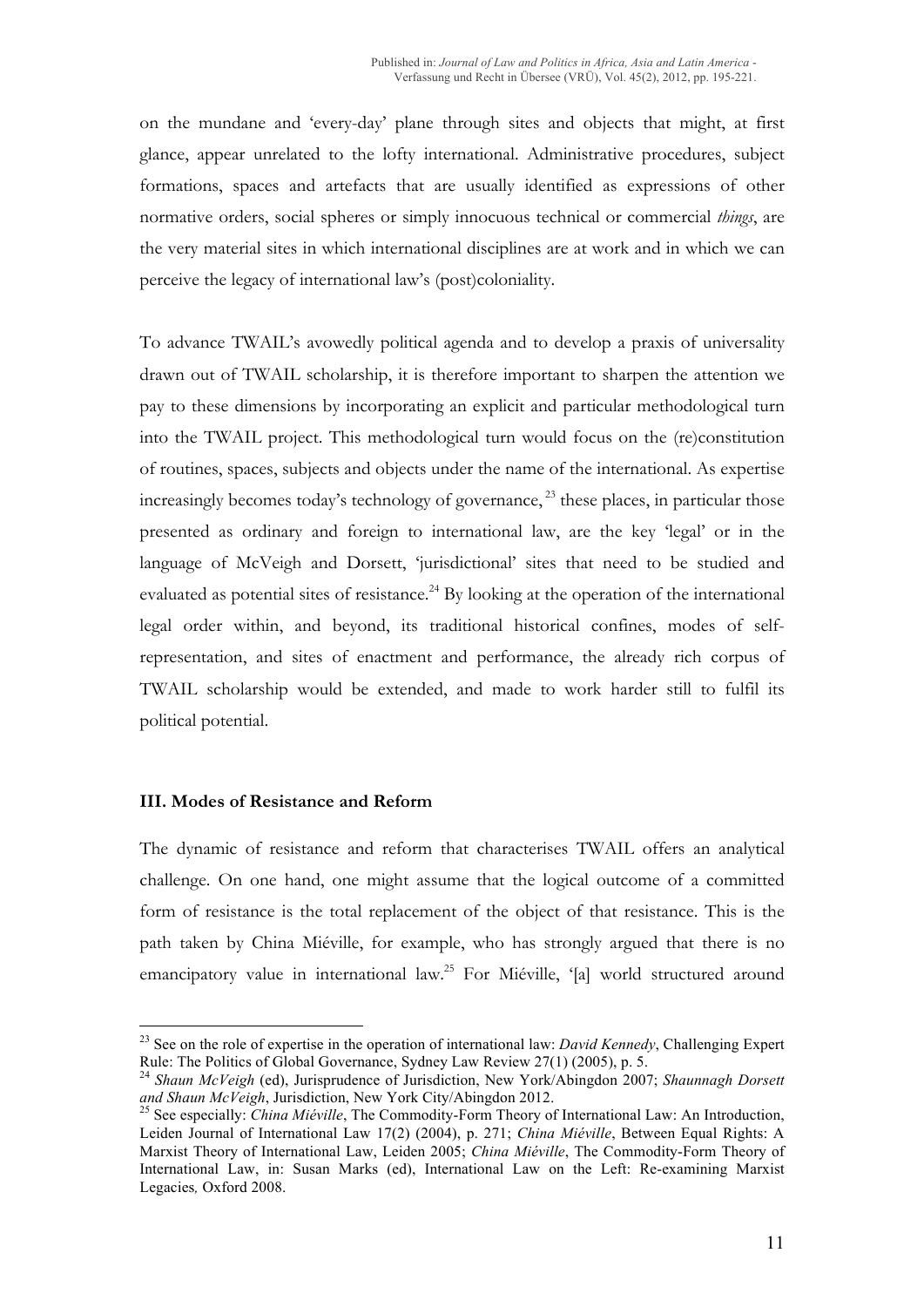on the mundane and 'every-day' plane through sites and objects that might, at first glance, appear unrelated to the lofty international. Administrative procedures, subject formations, spaces and artefacts that are usually identified as expressions of other normative orders, social spheres or simply innocuous technical or commercial *things*, are the very material sites in which international disciplines are at work and in which we can perceive the legacy of international law's (post)coloniality.

To advance TWAIL's avowedly political agenda and to develop a praxis of universality drawn out of TWAIL scholarship, it is therefore important to sharpen the attention we pay to these dimensions by incorporating an explicit and particular methodological turn into the TWAIL project. This methodological turn would focus on the (re)constitution of routines, spaces, subjects and objects under the name of the international. As expertise increasingly becomes today's technology of governance,[23] these places, in particular those presented as ordinary and foreign to international law, are the key 'legal' or in the language of McVeigh and Dorsett, 'jurisdictional' sites that need to be studied and evaluated as potential sites of resistance.[24] By looking at the operation of the international legal order within, and beyond, its traditional historical confines, modes of self-representation, and sites of enactment and performance, the already rich corpus of TWAIL scholarship would be extended, and made to work harder still to fulfil its political potential.

### III. Modes of Resistance and Reform

The dynamic of resistance and reform that characterises TWAIL offers an analytical challenge. On one hand, one might assume that the logical outcome of a committed form of resistance is the total replacement of the object of that resistance. This is the path taken by China Miéville, for example, who has strongly argued that there is no emancipatory value in international law.[25] For Miéville, '[a] world structured around

---

[23] See on the role of expertise in the operation of international law: *David Kennedy*, Challenging Expert Rule: The Politics of Global Governance, Sydney Law Review 27(1) (2005), p. 5.

[24] *Shaun McVeigh* (ed), Jurisprudence of Jurisdiction, New York/Abingdon 2007; *Shaunnagh Dorsett and Shaun McVeigh*, Jurisdiction, New York City/Abingdon 2012.

[25] See especially: *China Miéville*, The Commodity-Form Theory of International Law: An Introduction, Leiden Journal of International Law 17(2) (2004), p. 271; *China Miéville*, Between Equal Rights: A Marxist Theory of International Law, Leiden 2005; *China Miéville*, The Commodity-Form Theory of International Law, in: Susan Marks (ed), International Law on the Left: Re-examining Marxist Legacies*,* Oxford 2008.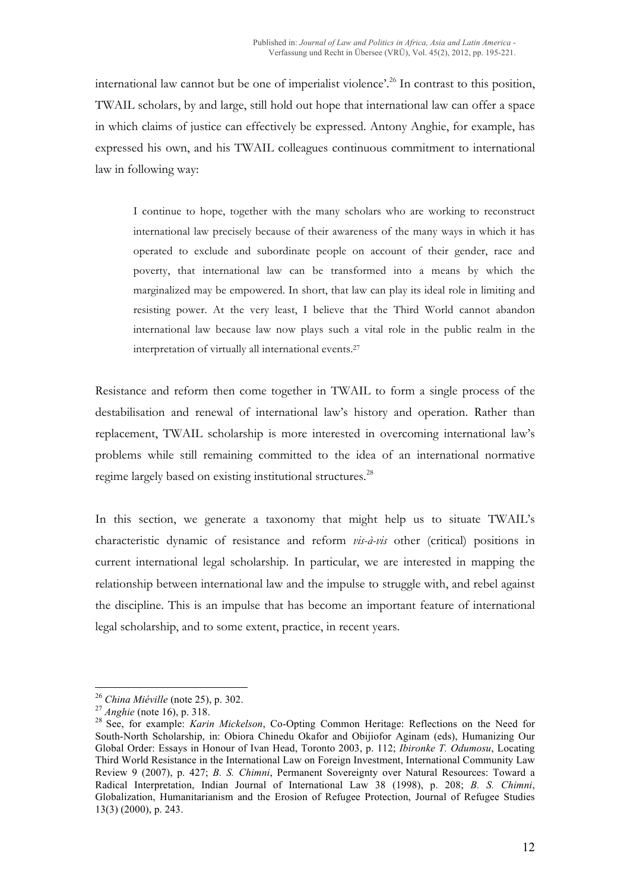international law cannot but be one of imperialist violence'.[26] In contrast to this position, TWAIL scholars, by and large, still hold out hope that international law can offer a space in which claims of justice can effectively be expressed. Antony Anghie, for example, has expressed his own, and his TWAIL colleagues continuous commitment to international law in following way:

> I continue to hope, together with the many scholars who are working to reconstruct international law precisely because of their awareness of the many ways in which it has operated to exclude and subordinate people on account of their gender, race and poverty, that international law can be transformed into a means by which the marginalized may be empowered. In short, that law can play its ideal role in limiting and resisting power. At the very least, I believe that the Third World cannot abandon international law because law now plays such a vital role in the public realm in the interpretation of virtually all international events.[27]

Resistance and reform then come together in TWAIL to form a single process of the destabilisation and renewal of international law's history and operation. Rather than replacement, TWAIL scholarship is more interested in overcoming international law's problems while still remaining committed to the idea of an international normative regime largely based on existing institutional structures.[28]

In this section, we generate a taxonomy that might help us to situate TWAIL's characteristic dynamic of resistance and reform *vis-à-vis* other (critical) positions in current international legal scholarship. In particular, we are interested in mapping the relationship between international law and the impulse to struggle with, and rebel against the discipline. This is an impulse that has become an important feature of international legal scholarship, and to some extent, practice, in recent years.

---

[26] *China Miéville* (note 25), p. 302.

[27] *Anghie* (note 16), p. 318.

[28] See, for example: *Karin Mickelson*, Co-Opting Common Heritage: Reflections on the Need for South-North Scholarship, in: Obiora Chinedu Okafor and Obijiofor Aginam (eds), Humanizing Our Global Order: Essays in Honour of Ivan Head, Toronto 2003, p. 112; *Ibironke T. Odumosu*, Locating Third World Resistance in the International Law on Foreign Investment, International Community Law Review 9 (2007), p. 427; *B. S. Chimni*, Permanent Sovereignty over Natural Resources: Toward a Radical Interpretation, Indian Journal of International Law 38 (1998), p. 208; *B. S. Chimni*, Globalization, Humanitarianism and the Erosion of Refugee Protection, Journal of Refugee Studies 13(3) (2000), p. 243.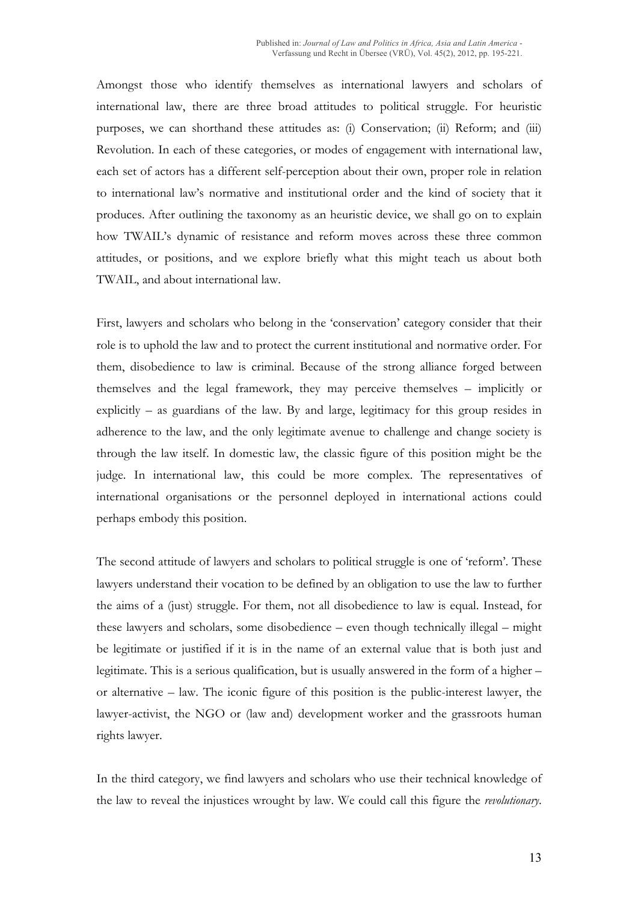Amongst those who identify themselves as international lawyers and scholars of international law, there are three broad attitudes to political struggle. For heuristic purposes, we can shorthand these attitudes as: (i) Conservation; (ii) Reform; and (iii) Revolution. In each of these categories, or modes of engagement with international law, each set of actors has a different self-perception about their own, proper role in relation to international law's normative and institutional order and the kind of society that it produces. After outlining the taxonomy as an heuristic device, we shall go on to explain how TWAIL's dynamic of resistance and reform moves across these three common attitudes, or positions, and we explore briefly what this might teach us about both TWAIL, and about international law.

First, lawyers and scholars who belong in the 'conservation' category consider that their role is to uphold the law and to protect the current institutional and normative order. For them, disobedience to law is criminal. Because of the strong alliance forged between themselves and the legal framework, they may perceive themselves – implicitly or explicitly – as guardians of the law. By and large, legitimacy for this group resides in adherence to the law, and the only legitimate avenue to challenge and change society is through the law itself. In domestic law, the classic figure of this position might be the judge. In international law, this could be more complex. The representatives of international organisations or the personnel deployed in international actions could perhaps embody this position.

The second attitude of lawyers and scholars to political struggle is one of 'reform'. These lawyers understand their vocation to be defined by an obligation to use the law to further the aims of a (just) struggle. For them, not all disobedience to law is equal. Instead, for these lawyers and scholars, some disobedience – even though technically illegal – might be legitimate or justified if it is in the name of an external value that is both just and legitimate. This is a serious qualification, but is usually answered in the form of a higher – or alternative – law. The iconic figure of this position is the public-interest lawyer, the lawyer-activist, the NGO or (law and) development worker and the grassroots human rights lawyer.

In the third category, we find lawyers and scholars who use their technical knowledge of the law to reveal the injustices wrought by law. We could call this figure the *revolutionary*.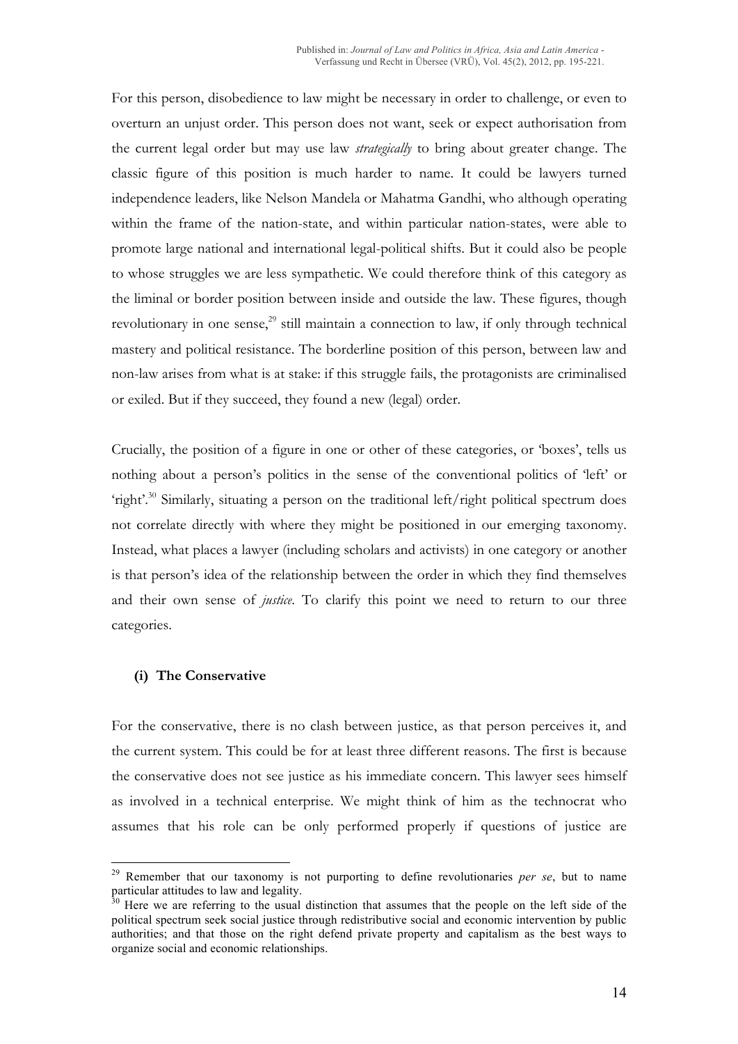For this person, disobedience to law might be necessary in order to challenge, or even to overturn an unjust order. This person does not want, seek or expect authorisation from the current legal order but may use law *strategically* to bring about greater change. The classic figure of this position is much harder to name. It could be lawyers turned independence leaders, like Nelson Mandela or Mahatma Gandhi, who although operating within the frame of the nation-state, and within particular nation-states, were able to promote large national and international legal-political shifts. But it could also be people to whose struggles we are less sympathetic. We could therefore think of this category as the liminal or border position between inside and outside the law. These figures, though revolutionary in one sense,[29] still maintain a connection to law, if only through technical mastery and political resistance. The borderline position of this person, between law and non-law arises from what is at stake: if this struggle fails, the protagonists are criminalised or exiled. But if they succeed, they found a new (legal) order.

Crucially, the position of a figure in one or other of these categories, or 'boxes', tells us nothing about a person's politics in the sense of the conventional politics of 'left' or 'right'.[30] Similarly, situating a person on the traditional left/right political spectrum does not correlate directly with where they might be positioned in our emerging taxonomy. Instead, what places a lawyer (including scholars and activists) in one category or another is that person's idea of the relationship between the order in which they find themselves and their own sense of *justice*. To clarify this point we need to return to our three categories.

### (i) The Conservative

For the conservative, there is no clash between justice, as that person perceives it, and the current system. This could be for at least three different reasons. The first is because the conservative does not see justice as his immediate concern. This lawyer sees himself as involved in a technical enterprise. We might think of him as the technocrat who assumes that his role can be only performed properly if questions of justice are

---

[29] Remember that our taxonomy is not purporting to define revolutionaries *per se*, but to name particular attitudes to law and legality.

[30] Here we are referring to the usual distinction that assumes that the people on the left side of the political spectrum seek social justice through redistributive social and economic intervention by public authorities; and that those on the right defend private property and capitalism as the best ways to organize social and economic relationships.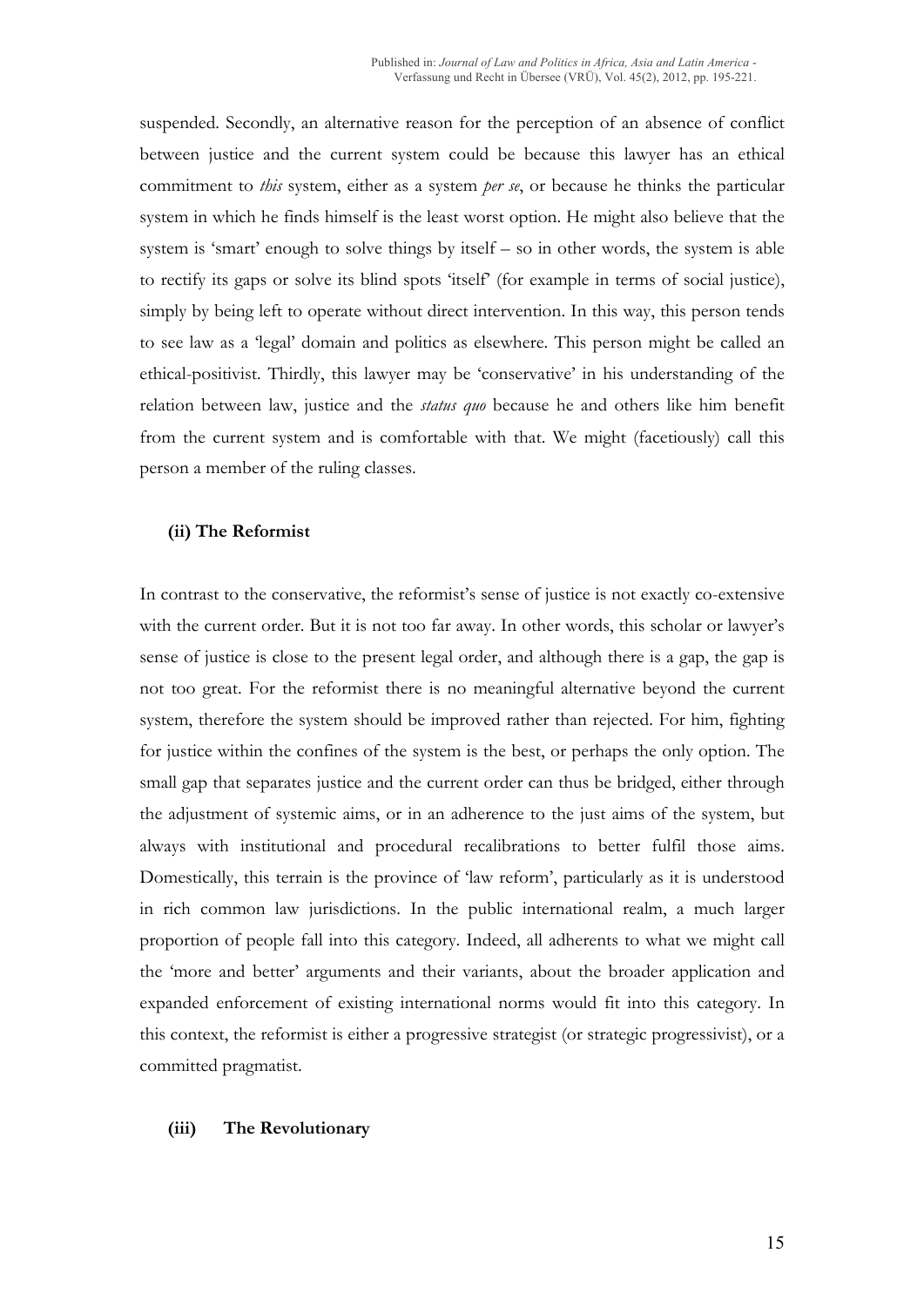suspended. Secondly, an alternative reason for the perception of an absence of conflict between justice and the current system could be because this lawyer has an ethical commitment to *this* system, either as a system *per se*, or because he thinks the particular system in which he finds himself is the least worst option. He might also believe that the system is 'smart' enough to solve things by itself – so in other words, the system is able to rectify its gaps or solve its blind spots 'itself' (for example in terms of social justice), simply by being left to operate without direct intervention. In this way, this person tends to see law as a 'legal' domain and politics as elsewhere. This person might be called an ethical-positivist. Thirdly, this lawyer may be 'conservative' in his understanding of the relation between law, justice and the *status quo* because he and others like him benefit from the current system and is comfortable with that. We might (facetiously) call this person a member of the ruling classes.

#### (ii) The Reformist

In contrast to the conservative, the reformist's sense of justice is not exactly co-extensive with the current order. But it is not too far away. In other words, this scholar or lawyer's sense of justice is close to the present legal order, and although there is a gap, the gap is not too great. For the reformist there is no meaningful alternative beyond the current system, therefore the system should be improved rather than rejected. For him, fighting for justice within the confines of the system is the best, or perhaps the only option. The small gap that separates justice and the current order can thus be bridged, either through the adjustment of systemic aims, or in an adherence to the just aims of the system, but always with institutional and procedural recalibrations to better fulfil those aims. Domestically, this terrain is the province of 'law reform', particularly as it is understood in rich common law jurisdictions. In the public international realm, a much larger proportion of people fall into this category. Indeed, all adherents to what we might call the 'more and better' arguments and their variants, about the broader application and expanded enforcement of existing international norms would fit into this category. In this context, the reformist is either a progressive strategist (or strategic progressivist), or a committed pragmatist.

#### (iii) The Revolutionary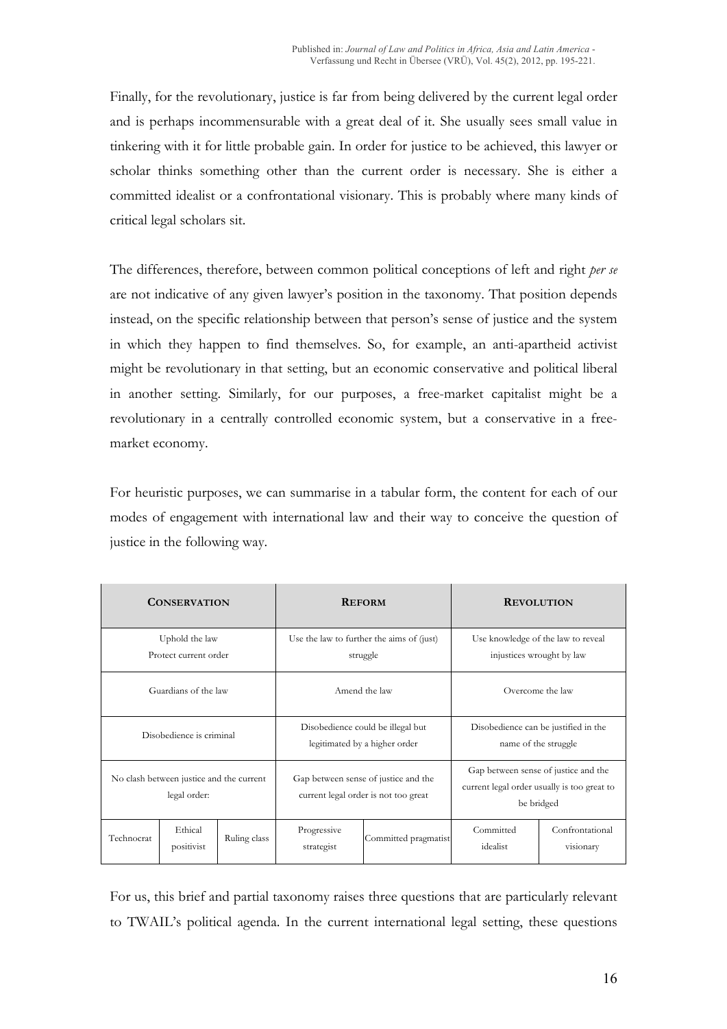Finally, for the revolutionary, justice is far from being delivered by the current legal order and is perhaps incommensurable with a great deal of it. She usually sees small value in tinkering with it for little probable gain. In order for justice to be achieved, this lawyer or scholar thinks something other than the current order is necessary. She is either a committed idealist or a confrontational visionary. This is probably where many kinds of critical legal scholars sit.

The differences, therefore, between common political conceptions of left and right *per se* are not indicative of any given lawyer's position in the taxonomy. That position depends instead, on the specific relationship between that person's sense of justice and the system in which they happen to find themselves. So, for example, an anti-apartheid activist might be revolutionary in that setting, but an economic conservative and political liberal in another setting. Similarly, for our purposes, a free-market capitalist might be a revolutionary in a centrally controlled economic system, but a conservative in a free-market economy.

For heuristic purposes, we can summarise in a tabular form, the content for each of our modes of engagement with international law and their way to conceive the question of justice in the following way.

| **CONSERVATION** | | | **REFORM** | | **REVOLUTION** | |
|---|---|---|---|---|---|---|
| Uphold the law<br>Protect current order | | | Use the law to further the aims of (just) struggle | | Use knowledge of the law to reveal injustices wrought by law | |
| Guardians of the law | | | Amend the law | | Overcome the law | |
| Disobedience is criminal | | | Disobedience could be illegal but legitimated by a higher order | | Disobedience can be justified in the name of the struggle | |
| No clash between justice and the current legal order: | | | Gap between sense of justice and the current legal order is not too great | | Gap between sense of justice and the current legal order usually is too great to be bridged | |
| Technocrat | Ethical positivist | Ruling class | Progressive strategist | Committed pragmatist | Committed idealist | Confrontational visionary |

For us, this brief and partial taxonomy raises three questions that are particularly relevant to TWAIL's political agenda. In the current international legal setting, these questions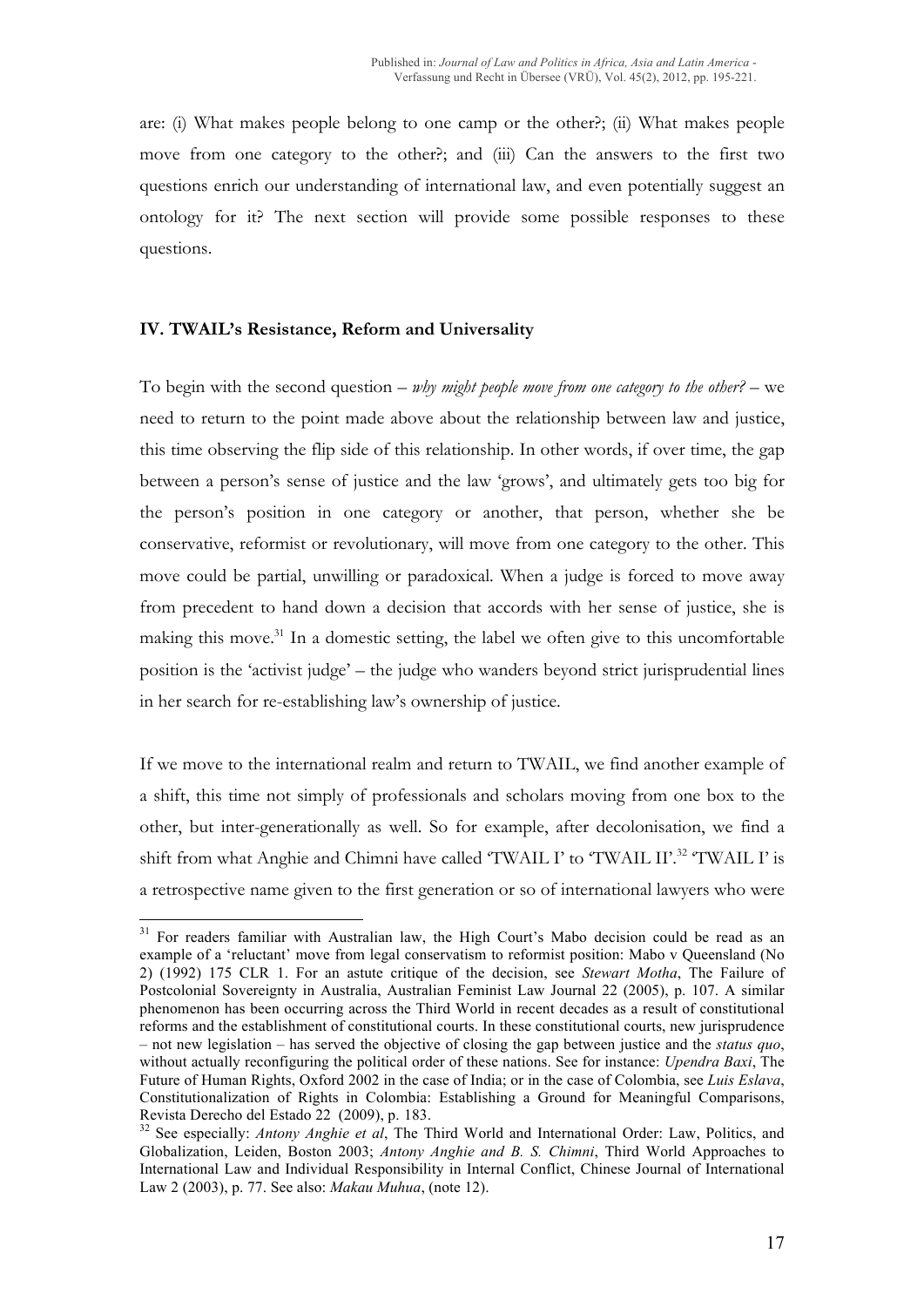are: (i) What makes people belong to one camp or the other?; (ii) What makes people move from one category to the other?; and (iii) Can the answers to the first two questions enrich our understanding of international law, and even potentially suggest an ontology for it? The next section will provide some possible responses to these questions.

## IV. TWAIL's Resistance, Reform and Universality

To begin with the second question – *why might people move from one category to the other?* – we need to return to the point made above about the relationship between law and justice, this time observing the flip side of this relationship. In other words, if over time, the gap between a person's sense of justice and the law 'grows', and ultimately gets too big for the person's position in one category or another, that person, whether she be conservative, reformist or revolutionary, will move from one category to the other. This move could be partial, unwilling or paradoxical. When a judge is forced to move away from precedent to hand down a decision that accords with her sense of justice, she is making this move.[31] In a domestic setting, the label we often give to this uncomfortable position is the 'activist judge' – the judge who wanders beyond strict jurisprudential lines in her search for re-establishing law's ownership of justice.

If we move to the international realm and return to TWAIL, we find another example of a shift, this time not simply of professionals and scholars moving from one box to the other, but inter-generationally as well. So for example, after decolonisation, we find a shift from what Anghie and Chimni have called 'TWAIL I' to 'TWAIL II'.[32] 'TWAIL I' is a retrospective name given to the first generation or so of international lawyers who were

---

[31] For readers familiar with Australian law, the High Court's Mabo decision could be read as an example of a 'reluctant' move from legal conservatism to reformist position: Mabo v Queensland (No 2) (1992) 175 CLR 1. For an astute critique of the decision, see *Stewart Motha*, The Failure of Postcolonial Sovereignty in Australia, Australian Feminist Law Journal 22 (2005), p. 107. A similar phenomenon has been occurring across the Third World in recent decades as a result of constitutional reforms and the establishment of constitutional courts. In these constitutional courts, new jurisprudence – not new legislation – has served the objective of closing the gap between justice and the *status quo*, without actually reconfiguring the political order of these nations. See for instance: *Upendra Baxi*, The Future of Human Rights, Oxford 2002 in the case of India; or in the case of Colombia, see *Luis Eslava*, Constitutionalization of Rights in Colombia: Establishing a Ground for Meaningful Comparisons, Revista Derecho del Estado 22 (2009), p. 183.

[32] See especially: *Antony Anghie et al*, The Third World and International Order: Law, Politics, and Globalization, Leiden, Boston 2003; *Antony Anghie and B. S. Chimni*, Third World Approaches to International Law and Individual Responsibility in Internal Conflict, Chinese Journal of International Law 2 (2003), p. 77. See also: *Makau Muhua*, (note 12).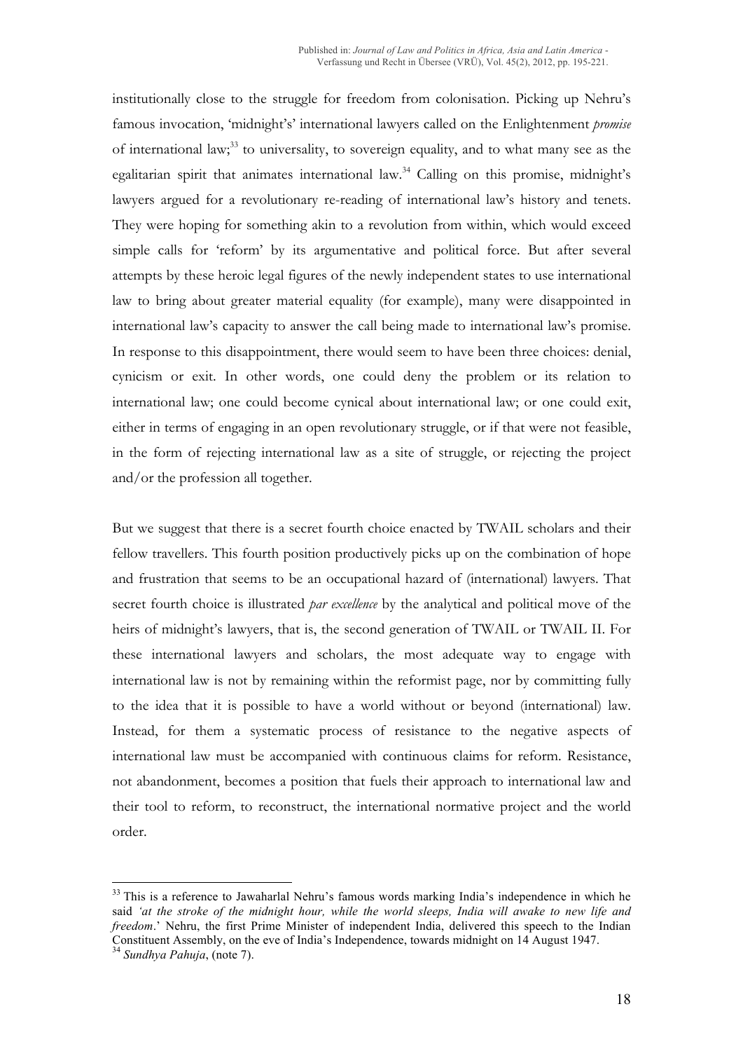institutionally close to the struggle for freedom from colonisation. Picking up Nehru's famous invocation, 'midnight's' international lawyers called on the Enlightenment *promise* of international law;[33] to universality, to sovereign equality, and to what many see as the egalitarian spirit that animates international law.[34] Calling on this promise, midnight's lawyers argued for a revolutionary re-reading of international law's history and tenets. They were hoping for something akin to a revolution from within, which would exceed simple calls for 'reform' by its argumentative and political force. But after several attempts by these heroic legal figures of the newly independent states to use international law to bring about greater material equality (for example), many were disappointed in international law's capacity to answer the call being made to international law's promise. In response to this disappointment, there would seem to have been three choices: denial, cynicism or exit. In other words, one could deny the problem or its relation to international law; one could become cynical about international law; or one could exit, either in terms of engaging in an open revolutionary struggle, or if that were not feasible, in the form of rejecting international law as a site of struggle, or rejecting the project and/or the profession all together.

But we suggest that there is a secret fourth choice enacted by TWAIL scholars and their fellow travellers. This fourth position productively picks up on the combination of hope and frustration that seems to be an occupational hazard of (international) lawyers. That secret fourth choice is illustrated *par excellence* by the analytical and political move of the heirs of midnight's lawyers, that is, the second generation of TWAIL or TWAIL II. For these international lawyers and scholars, the most adequate way to engage with international law is not by remaining within the reformist page, nor by committing fully to the idea that it is possible to have a world without or beyond (international) law. Instead, for them a systematic process of resistance to the negative aspects of international law must be accompanied with continuous claims for reform. Resistance, not abandonment, becomes a position that fuels their approach to international law and their tool to reform, to reconstruct, the international normative project and the world order.

---

[33] This is a reference to Jawaharlal Nehru's famous words marking India's independence in which he said *'at the stroke of the midnight hour, while the world sleeps, India will awake to new life and freedom*.' Nehru, the first Prime Minister of independent India, delivered this speech to the Indian Constituent Assembly, on the eve of India's Independence, towards midnight on 14 August 1947.

[34] *Sundhya Pahuja*, (note 7).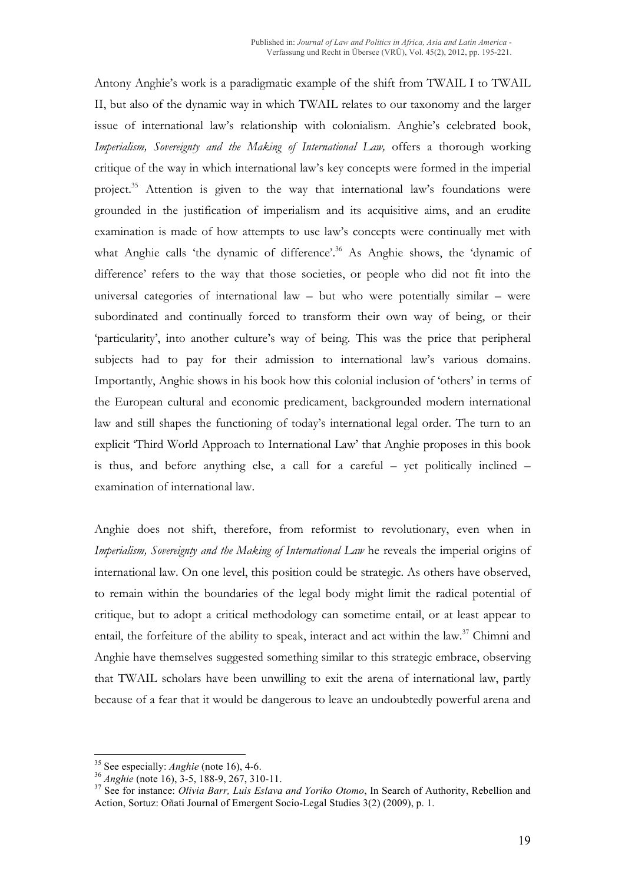Antony Anghie's work is a paradigmatic example of the shift from TWAIL I to TWAIL II, but also of the dynamic way in which TWAIL relates to our taxonomy and the larger issue of international law's relationship with colonialism. Anghie's celebrated book, *Imperialism, Sovereignty and the Making of International Law,* offers a thorough working critique of the way in which international law's key concepts were formed in the imperial project.[35] Attention is given to the way that international law's foundations were grounded in the justification of imperialism and its acquisitive aims, and an erudite examination is made of how attempts to use law's concepts were continually met with what Anghie calls 'the dynamic of difference'.[36] As Anghie shows, the 'dynamic of difference' refers to the way that those societies, or people who did not fit into the universal categories of international law – but who were potentially similar – were subordinated and continually forced to transform their own way of being, or their 'particularity', into another culture's way of being. This was the price that peripheral subjects had to pay for their admission to international law's various domains. Importantly, Anghie shows in his book how this colonial inclusion of 'others' in terms of the European cultural and economic predicament, backgrounded modern international law and still shapes the functioning of today's international legal order. The turn to an explicit 'Third World Approach to International Law' that Anghie proposes in this book is thus, and before anything else, a call for a careful – yet politically inclined – examination of international law.

Anghie does not shift, therefore, from reformist to revolutionary, even when in *Imperialism, Sovereignty and the Making of International Law* he reveals the imperial origins of international law. On one level, this position could be strategic. As others have observed, to remain within the boundaries of the legal body might limit the radical potential of critique, but to adopt a critical methodology can sometime entail, or at least appear to entail, the forfeiture of the ability to speak, interact and act within the law.[37] Chimni and Anghie have themselves suggested something similar to this strategic embrace, observing that TWAIL scholars have been unwilling to exit the arena of international law, partly because of a fear that it would be dangerous to leave an undoubtedly powerful arena and

---

[35] See especially: *Anghie* (note 16), 4-6.

[36] *Anghie* (note 16), 3-5, 188-9, 267, 310-11.

[37] See for instance: *Olivia Barr, Luis Eslava and Yoriko Otomo*, In Search of Authority, Rebellion and Action, Sortuz: Oñati Journal of Emergent Socio-Legal Studies 3(2) (2009), p. 1.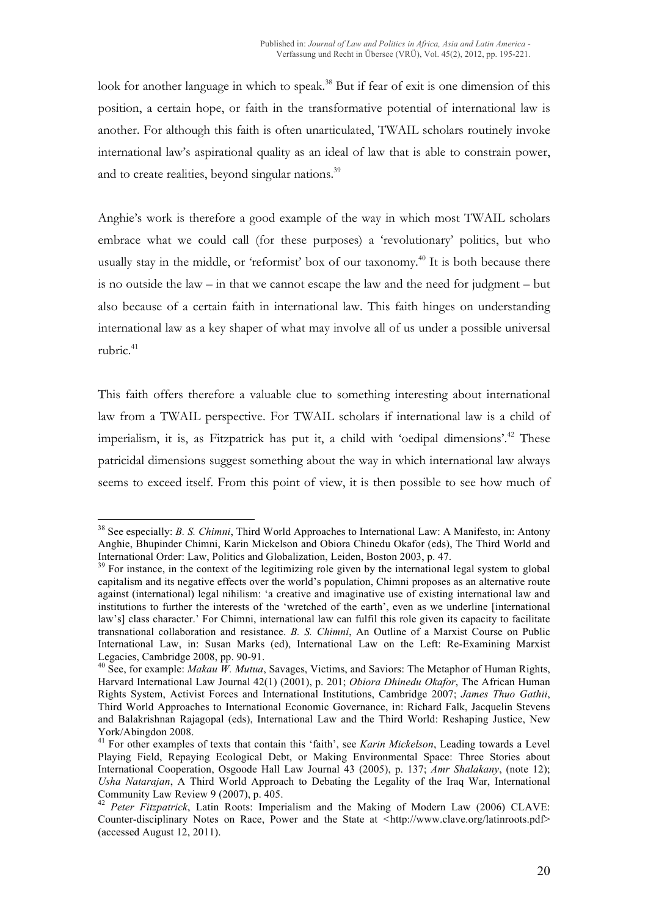look for another language in which to speak.[38] But if fear of exit is one dimension of this position, a certain hope, or faith in the transformative potential of international law is another. For although this faith is often unarticulated, TWAIL scholars routinely invoke international law's aspirational quality as an ideal of law that is able to constrain power, and to create realities, beyond singular nations.[39]

Anghie's work is therefore a good example of the way in which most TWAIL scholars embrace what we could call (for these purposes) a 'revolutionary' politics, but who usually stay in the middle, or 'reformist' box of our taxonomy.[40] It is both because there is no outside the law – in that we cannot escape the law and the need for judgment – but also because of a certain faith in international law. This faith hinges on understanding international law as a key shaper of what may involve all of us under a possible universal rubric.[41]

This faith offers therefore a valuable clue to something interesting about international law from a TWAIL perspective. For TWAIL scholars if international law is a child of imperialism, it is, as Fitzpatrick has put it, a child with 'oedipal dimensions'.[42] These patricidal dimensions suggest something about the way in which international law always seems to exceed itself. From this point of view, it is then possible to see how much of

---

[38] See especially: *B. S. Chimni*, Third World Approaches to International Law: A Manifesto, in: Antony Anghie, Bhupinder Chimni, Karin Mickelson and Obiora Chinedu Okafor (eds), The Third World and International Order: Law, Politics and Globalization, Leiden, Boston 2003, p. 47.

[39] For instance, in the context of the legitimizing role given by the international legal system to global capitalism and its negative effects over the world's population, Chimni proposes as an alternative route against (international) legal nihilism: 'a creative and imaginative use of existing international law and institutions to further the interests of the 'wretched of the earth', even as we underline [international law's] class character.' For Chimni, international law can fulfil this role given its capacity to facilitate transnational collaboration and resistance. *B. S. Chimni*, An Outline of a Marxist Course on Public International Law, in: Susan Marks (ed), International Law on the Left: Re-Examining Marxist Legacies, Cambridge 2008, pp. 90-91.

[40] See, for example: *Makau W. Mutua*, Savages, Victims, and Saviors: The Metaphor of Human Rights, Harvard International Law Journal 42(1) (2001), p. 201; *Obiora Dhinedu Okafor*, The African Human Rights System, Activist Forces and International Institutions, Cambridge 2007; *James Thuo Gathii*, Third World Approaches to International Economic Governance, in: Richard Falk, Jacquelin Stevens and Balakrishnan Rajagopal (eds), International Law and the Third World: Reshaping Justice, New York/Abingdon 2008.

[41] For other examples of texts that contain this 'faith', see *Karin Mickelson*, Leading towards a Level Playing Field, Repaying Ecological Debt, or Making Environmental Space: Three Stories about International Cooperation, Osgoode Hall Law Journal 43 (2005), p. 137; *Amr Shalakany*, (note 12); *Usha Natarajan*, A Third World Approach to Debating the Legality of the Iraq War, International Community Law Review 9 (2007), p. 405.

[42] *Peter Fitzpatrick*, Latin Roots: Imperialism and the Making of Modern Law (2006) CLAVE: Counter-disciplinary Notes on Race, Power and the State at <http://www.clave.org/latinroots.pdf> (accessed August 12, 2011).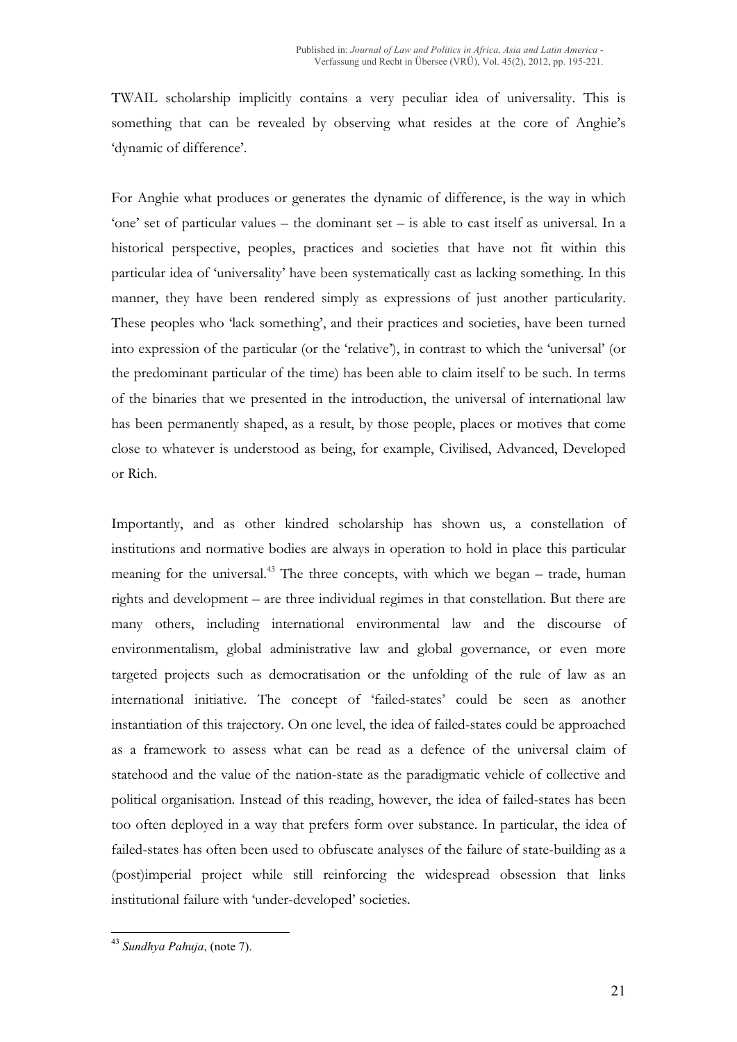TWAIL scholarship implicitly contains a very peculiar idea of universality. This is something that can be revealed by observing what resides at the core of Anghie's 'dynamic of difference'.

For Anghie what produces or generates the dynamic of difference, is the way in which 'one' set of particular values – the dominant set – is able to cast itself as universal. In a historical perspective, peoples, practices and societies that have not fit within this particular idea of 'universality' have been systematically cast as lacking something. In this manner, they have been rendered simply as expressions of just another particularity. These peoples who 'lack something', and their practices and societies, have been turned into expression of the particular (or the 'relative'), in contrast to which the 'universal' (or the predominant particular of the time) has been able to claim itself to be such. In terms of the binaries that we presented in the introduction, the universal of international law has been permanently shaped, as a result, by those people, places or motives that come close to whatever is understood as being, for example, Civilised, Advanced, Developed or Rich.

Importantly, and as other kindred scholarship has shown us, a constellation of institutions and normative bodies are always in operation to hold in place this particular meaning for the universal.[43] The three concepts, with which we began – trade, human rights and development – are three individual regimes in that constellation. But there are many others, including international environmental law and the discourse of environmentalism, global administrative law and global governance, or even more targeted projects such as democratisation or the unfolding of the rule of law as an international initiative. The concept of 'failed-states' could be seen as another instantiation of this trajectory. On one level, the idea of failed-states could be approached as a framework to assess what can be read as a defence of the universal claim of statehood and the value of the nation-state as the paradigmatic vehicle of collective and political organisation. Instead of this reading, however, the idea of failed-states has been too often deployed in a way that prefers form over substance. In particular, the idea of failed-states has often been used to obfuscate analyses of the failure of state-building as a (post)imperial project while still reinforcing the widespread obsession that links institutional failure with 'under-developed' societies.

[43] *Sundhya Pahuja*, (note 7).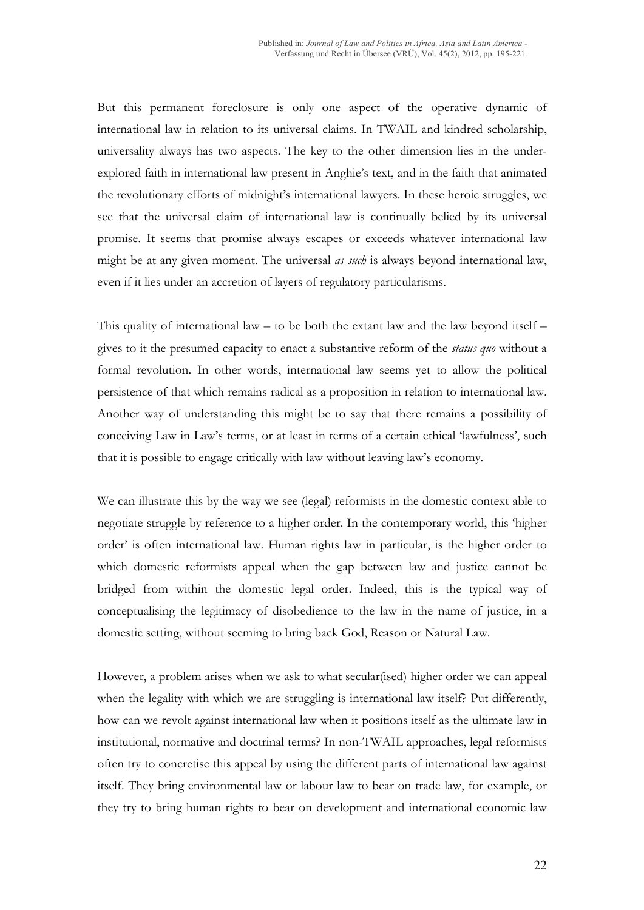But this permanent foreclosure is only one aspect of the operative dynamic of international law in relation to its universal claims. In TWAIL and kindred scholarship, universality always has two aspects. The key to the other dimension lies in the under-explored faith in international law present in Anghie's text, and in the faith that animated the revolutionary efforts of midnight's international lawyers. In these heroic struggles, we see that the universal claim of international law is continually belied by its universal promise. It seems that promise always escapes or exceeds whatever international law might be at any given moment. The universal *as such* is always beyond international law, even if it lies under an accretion of layers of regulatory particularisms.

This quality of international law – to be both the extant law and the law beyond itself – gives to it the presumed capacity to enact a substantive reform of the *status quo* without a formal revolution. In other words, international law seems yet to allow the political persistence of that which remains radical as a proposition in relation to international law. Another way of understanding this might be to say that there remains a possibility of conceiving Law in Law's terms, or at least in terms of a certain ethical 'lawfulness', such that it is possible to engage critically with law without leaving law's economy.

We can illustrate this by the way we see (legal) reformists in the domestic context able to negotiate struggle by reference to a higher order. In the contemporary world, this 'higher order' is often international law. Human rights law in particular, is the higher order to which domestic reformists appeal when the gap between law and justice cannot be bridged from within the domestic legal order. Indeed, this is the typical way of conceptualising the legitimacy of disobedience to the law in the name of justice, in a domestic setting, without seeming to bring back God, Reason or Natural Law.

However, a problem arises when we ask to what secular(ised) higher order we can appeal when the legality with which we are struggling is international law itself? Put differently, how can we revolt against international law when it positions itself as the ultimate law in institutional, normative and doctrinal terms? In non-TWAIL approaches, legal reformists often try to concretise this appeal by using the different parts of international law against itself. They bring environmental law or labour law to bear on trade law, for example, or they try to bring human rights to bear on development and international economic law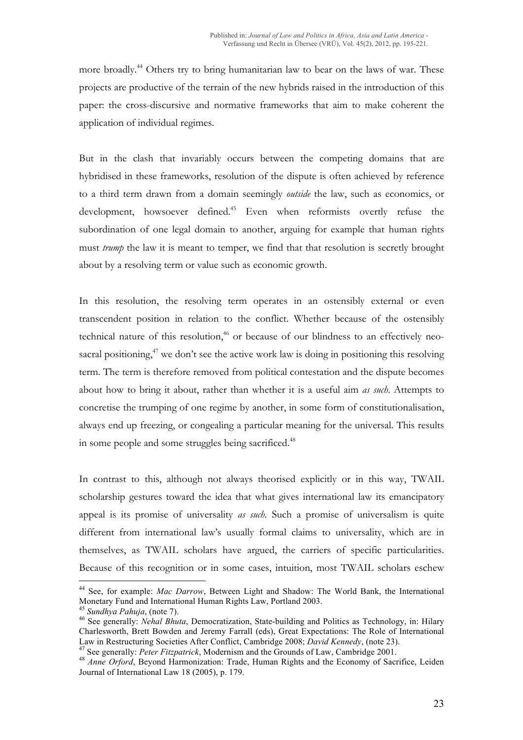more broadly.[44] Others try to bring humanitarian law to bear on the laws of war. These projects are productive of the terrain of the new hybrids raised in the introduction of this paper: the cross-discursive and normative frameworks that aim to make coherent the application of individual regimes.

But in the clash that invariably occurs between the competing domains that are hybridised in these frameworks, resolution of the dispute is often achieved by reference to a third term drawn from a domain seemingly *outside* the law, such as economics, or development, howsoever defined.[45] Even when reformists overtly refuse the subordination of one legal domain to another, arguing for example that human rights must *trump* the law it is meant to temper, we find that that resolution is secretly brought about by a resolving term or value such as economic growth.

In this resolution, the resolving term operates in an ostensibly external or even transcendent position in relation to the conflict. Whether because of the ostensibly technical nature of this resolution,[46] or because of our blindness to an effectively neo-sacral positioning,[47] we don't see the active work law is doing in positioning this resolving term. The term is therefore removed from political contestation and the dispute becomes about how to bring it about, rather than whether it is a useful aim *as such*. Attempts to concretise the trumping of one regime by another, in some form of constitutionalisation, always end up freezing, or congealing a particular meaning for the universal. This results in some people and some struggles being sacrificed.[48]

In contrast to this, although not always theorised explicitly or in this way, TWAIL scholarship gestures toward the idea that what gives international law its emancipatory appeal is its promise of universality *as such*. Such a promise of universalism is quite different from international law's usually formal claims to universality, which are in themselves, as TWAIL scholars have argued, the carriers of specific particularities. Because of this recognition or in some cases, intuition, most TWAIL scholars eschew

---

[44] See, for example: *Mac Darrow*, Between Light and Shadow: The World Bank, the International Monetary Fund and International Human Rights Law, Portland 2003.

[45] *Sundhya Pahuja*, (note 7).

[46] See generally: *Nehal Bhuta*, Democratization, State-building and Politics as Technology, in: Hilary Charlesworth, Brett Bowden and Jeremy Farrall (eds), Great Expectations: The Role of International Law in Restructuring Societies After Conflict, Cambridge 2008; *David Kennedy*, (note 23).

[47] See generally: *Peter Fitzpatrick*, Modernism and the Grounds of Law, Cambridge 2001.

[48] *Anne Orford*, Beyond Harmonization: Trade, Human Rights and the Economy of Sacrifice, Leiden Journal of International Law 18 (2005), p. 179.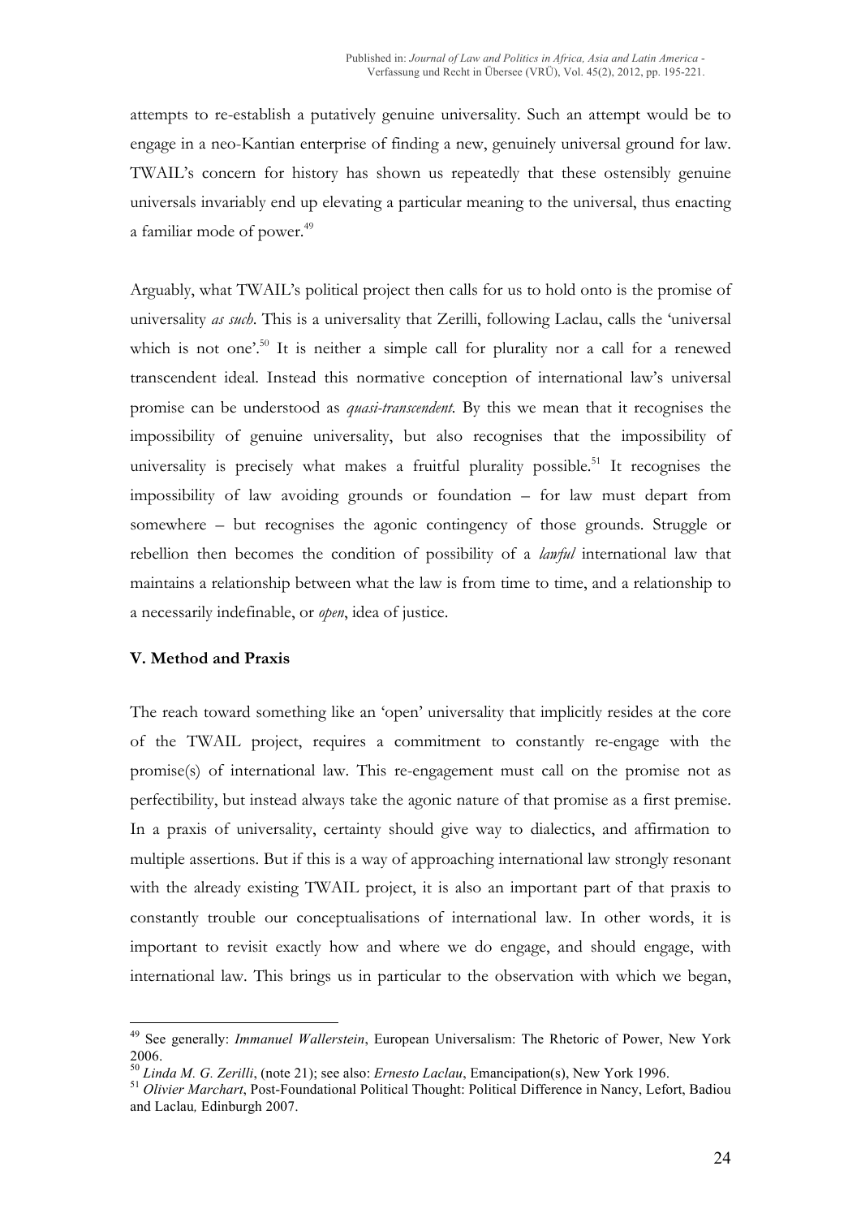attempts to re-establish a putatively genuine universality. Such an attempt would be to engage in a neo-Kantian enterprise of finding a new, genuinely universal ground for law. TWAIL's concern for history has shown us repeatedly that these ostensibly genuine universals invariably end up elevating a particular meaning to the universal, thus enacting a familiar mode of power.[49]

Arguably, what TWAIL's political project then calls for us to hold onto is the promise of universality *as such*. This is a universality that Zerilli, following Laclau, calls the 'universal which is not one'.[50] It is neither a simple call for plurality nor a call for a renewed transcendent ideal. Instead this normative conception of international law's universal promise can be understood as *quasi-transcendent*. By this we mean that it recognises the impossibility of genuine universality, but also recognises that the impossibility of universality is precisely what makes a fruitful plurality possible.[51] It recognises the impossibility of law avoiding grounds or foundation – for law must depart from somewhere – but recognises the agonic contingency of those grounds. Struggle or rebellion then becomes the condition of possibility of a *lawful* international law that maintains a relationship between what the law is from time to time, and a relationship to a necessarily indefinable, or *open*, idea of justice.

### V. Method and Praxis

The reach toward something like an 'open' universality that implicitly resides at the core of the TWAIL project, requires a commitment to constantly re-engage with the promise(s) of international law. This re-engagement must call on the promise not as perfectibility, but instead always take the agonic nature of that promise as a first premise. In a praxis of universality, certainty should give way to dialectics, and affirmation to multiple assertions. But if this is a way of approaching international law strongly resonant with the already existing TWAIL project, it is also an important part of that praxis to constantly trouble our conceptualisations of international law. In other words, it is important to revisit exactly how and where we do engage, and should engage, with international law. This brings us in particular to the observation with which we began,

---

[49] See generally: *Immanuel Wallerstein*, European Universalism: The Rhetoric of Power, New York 2006.

[50] *Linda M. G. Zerilli*, (note 21); see also: *Ernesto Laclau*, Emancipation(s), New York 1996.

[51] *Olivier Marchart*, Post-Foundational Political Thought: Political Difference in Nancy, Lefort, Badiou and Laclau*,* Edinburgh 2007.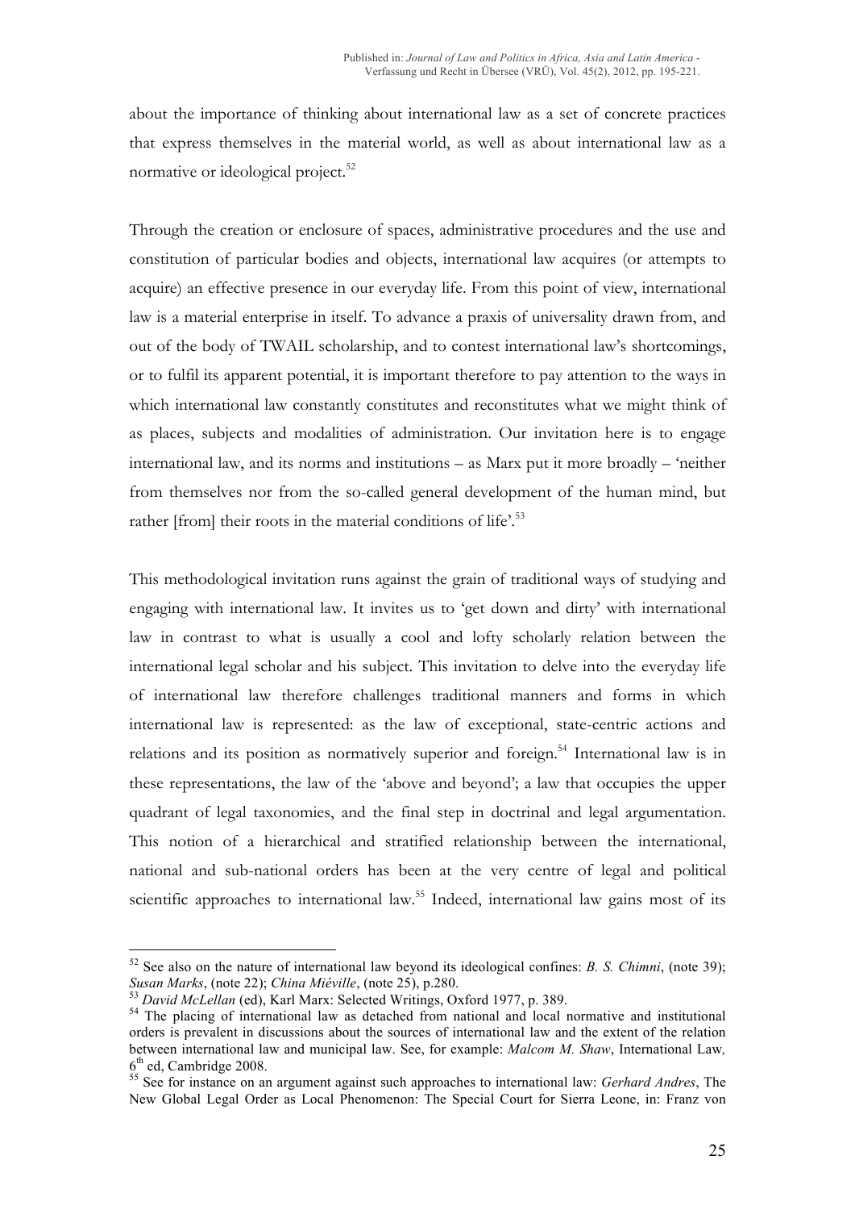about the importance of thinking about international law as a set of concrete practices that express themselves in the material world, as well as about international law as a normative or ideological project.[52]

Through the creation or enclosure of spaces, administrative procedures and the use and constitution of particular bodies and objects, international law acquires (or attempts to acquire) an effective presence in our everyday life. From this point of view, international law is a material enterprise in itself. To advance a praxis of universality drawn from, and out of the body of TWAIL scholarship, and to contest international law's shortcomings, or to fulfil its apparent potential, it is important therefore to pay attention to the ways in which international law constantly constitutes and reconstitutes what we might think of as places, subjects and modalities of administration. Our invitation here is to engage international law, and its norms and institutions – as Marx put it more broadly – 'neither from themselves nor from the so-called general development of the human mind, but rather [from] their roots in the material conditions of life'.[53]

This methodological invitation runs against the grain of traditional ways of studying and engaging with international law. It invites us to 'get down and dirty' with international law in contrast to what is usually a cool and lofty scholarly relation between the international legal scholar and his subject. This invitation to delve into the everyday life of international law therefore challenges traditional manners and forms in which international law is represented: as the law of exceptional, state-centric actions and relations and its position as normatively superior and foreign.[54] International law is in these representations, the law of the 'above and beyond'; a law that occupies the upper quadrant of legal taxonomies, and the final step in doctrinal and legal argumentation. This notion of a hierarchical and stratified relationship between the international, national and sub-national orders has been at the very centre of legal and political scientific approaches to international law.[55] Indeed, international law gains most of its

---

[52] See also on the nature of international law beyond its ideological confines: *B. S. Chimni*, (note 39); *Susan Marks*, (note 22); *China Miéville*, (note 25), p.280.

[53] *David McLellan* (ed), Karl Marx: Selected Writings, Oxford 1977, p. 389.

[54] The placing of international law as detached from national and local normative and institutional orders is prevalent in discussions about the sources of international law and the extent of the relation between international law and municipal law. See, for example: *Malcom M. Shaw*, International Law*,* 6th ed, Cambridge 2008.

[55] See for instance on an argument against such approaches to international law: *Gerhard Andres*, The New Global Legal Order as Local Phenomenon: The Special Court for Sierra Leone, in: Franz von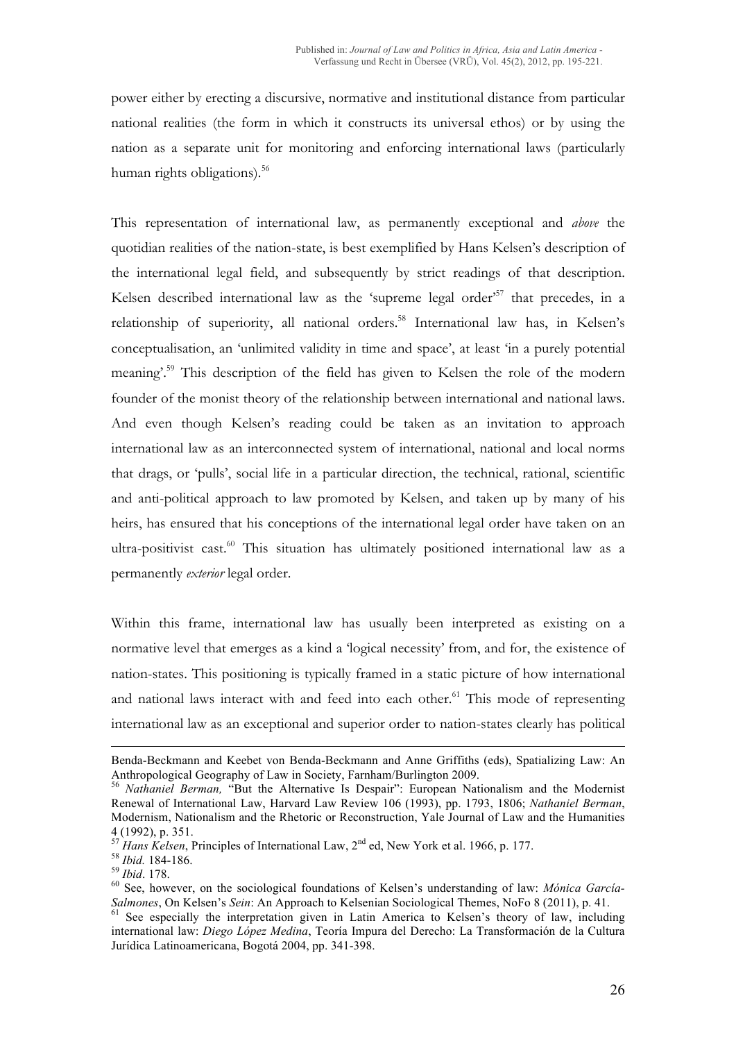power either by erecting a discursive, normative and institutional distance from particular national realities (the form in which it constructs its universal ethos) or by using the nation as a separate unit for monitoring and enforcing international laws (particularly human rights obligations).[56]

This representation of international law, as permanently exceptional and *above* the quotidian realities of the nation-state, is best exemplified by Hans Kelsen's description of the international legal field, and subsequently by strict readings of that description. Kelsen described international law as the 'supreme legal order'[57] that precedes, in a relationship of superiority, all national orders.[58] International law has, in Kelsen's conceptualisation, an 'unlimited validity in time and space', at least 'in a purely potential meaning'.[59] This description of the field has given to Kelsen the role of the modern founder of the monist theory of the relationship between international and national laws. And even though Kelsen's reading could be taken as an invitation to approach international law as an interconnected system of international, national and local norms that drags, or 'pulls', social life in a particular direction, the technical, rational, scientific and anti-political approach to law promoted by Kelsen, and taken up by many of his heirs, has ensured that his conceptions of the international legal order have taken on an ultra-positivist cast.[60] This situation has ultimately positioned international law as a permanently *exterior* legal order.

Within this frame, international law has usually been interpreted as existing on a normative level that emerges as a kind a 'logical necessity' from, and for, the existence of nation-states. This positioning is typically framed in a static picture of how international and national laws interact with and feed into each other.[61] This mode of representing international law as an exceptional and superior order to nation-states clearly has political

---

Benda-Beckmann and Keebet von Benda-Beckmann and Anne Griffiths (eds), Spatializing Law: An Anthropological Geography of Law in Society, Farnham/Burlington 2009.

[56] *Nathaniel Berman,* "But the Alternative Is Despair": European Nationalism and the Modernist Renewal of International Law, Harvard Law Review 106 (1993), pp. 1793, 1806; *Nathaniel Berman*, Modernism, Nationalism and the Rhetoric or Reconstruction, Yale Journal of Law and the Humanities 4 (1992), p. 351.

[57] *Hans Kelsen*, Principles of International Law, 2nd ed, New York et al. 1966, p. 177.

[58] *Ibid.* 184-186.

[59] *Ibid*. 178.

[60] See, however, on the sociological foundations of Kelsen's understanding of law: *Mónica García-Salmones*, On Kelsen's *Sein*: An Approach to Kelsenian Sociological Themes, NoFo 8 (2011), p. 41.

[61] See especially the interpretation given in Latin America to Kelsen's theory of law, including international law: *Diego López Medina*, Teoría Impura del Derecho: La Transformación de la Cultura Jurídica Latinoamericana, Bogotá 2004, pp. 341-398.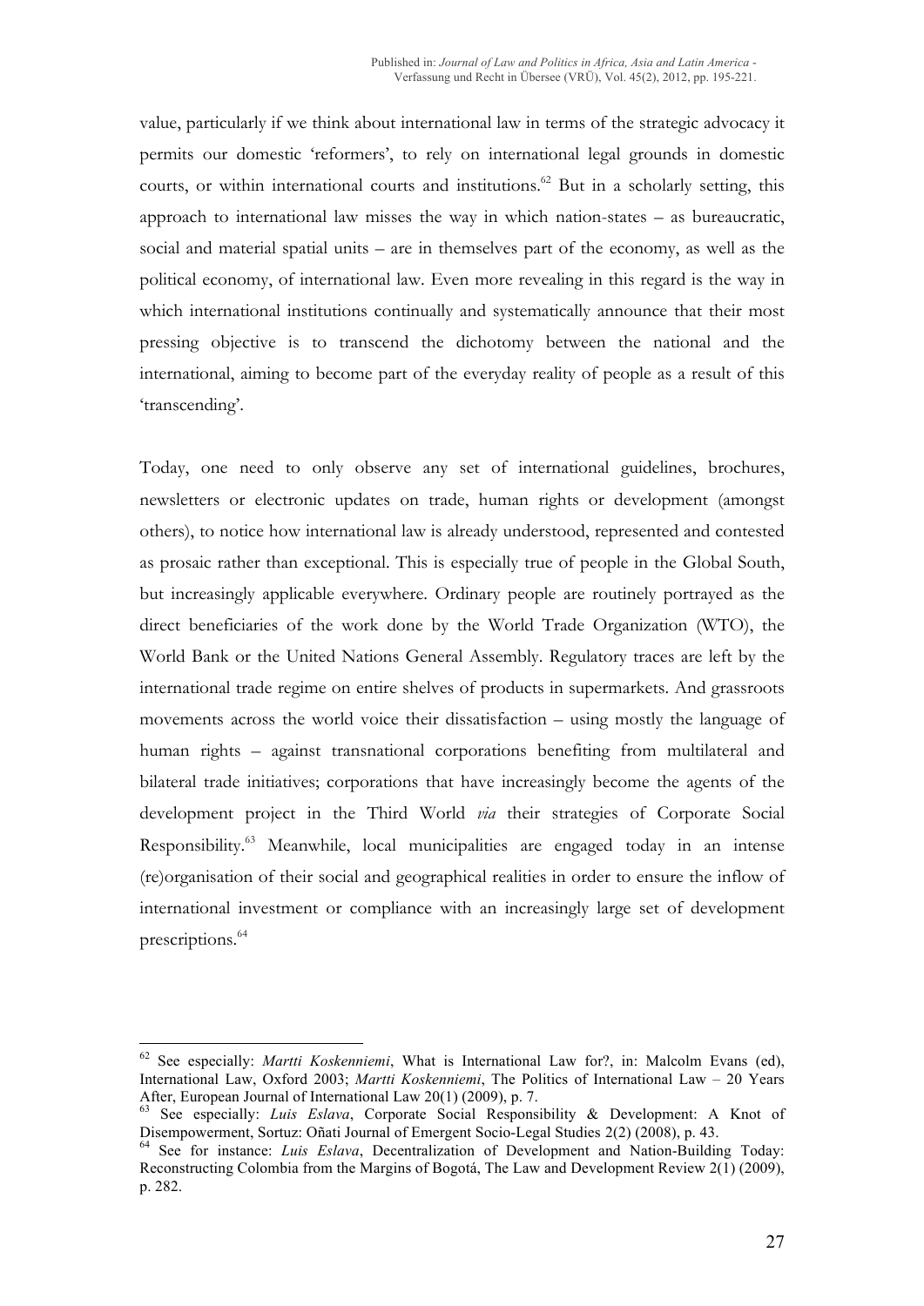value, particularly if we think about international law in terms of the strategic advocacy it permits our domestic 'reformers', to rely on international legal grounds in domestic courts, or within international courts and institutions.[62] But in a scholarly setting, this approach to international law misses the way in which nation-states – as bureaucratic, social and material spatial units – are in themselves part of the economy, as well as the political economy, of international law. Even more revealing in this regard is the way in which international institutions continually and systematically announce that their most pressing objective is to transcend the dichotomy between the national and the international, aiming to become part of the everyday reality of people as a result of this 'transcending'.

Today, one need to only observe any set of international guidelines, brochures, newsletters or electronic updates on trade, human rights or development (amongst others), to notice how international law is already understood, represented and contested as prosaic rather than exceptional. This is especially true of people in the Global South, but increasingly applicable everywhere. Ordinary people are routinely portrayed as the direct beneficiaries of the work done by the World Trade Organization (WTO), the World Bank or the United Nations General Assembly. Regulatory traces are left by the international trade regime on entire shelves of products in supermarkets. And grassroots movements across the world voice their dissatisfaction – using mostly the language of human rights – against transnational corporations benefiting from multilateral and bilateral trade initiatives; corporations that have increasingly become the agents of the development project in the Third World *via* their strategies of Corporate Social Responsibility.[63] Meanwhile, local municipalities are engaged today in an intense (re)organisation of their social and geographical realities in order to ensure the inflow of international investment or compliance with an increasingly large set of development prescriptions.[64]

---

[62] See especially: *Martti Koskenniemi*, What is International Law for?, in: Malcolm Evans (ed), International Law, Oxford 2003; *Martti Koskenniemi*, The Politics of International Law – 20 Years After, European Journal of International Law 20(1) (2009), p. 7.

[63] See especially: *Luis Eslava*, Corporate Social Responsibility & Development: A Knot of Disempowerment, Sortuz: Oñati Journal of Emergent Socio-Legal Studies 2(2) (2008), p. 43.

[64] See for instance: *Luis Eslava*, Decentralization of Development and Nation-Building Today: Reconstructing Colombia from the Margins of Bogotá, The Law and Development Review 2(1) (2009), p. 282.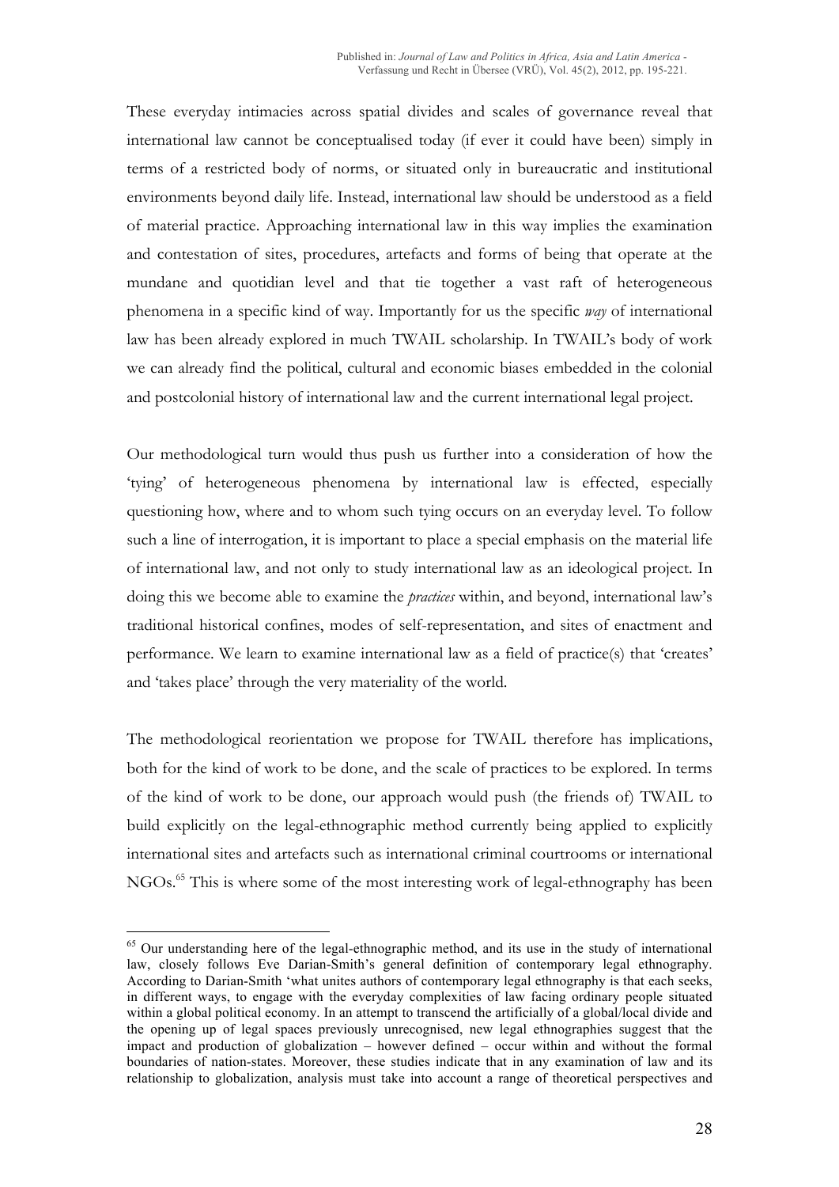These everyday intimacies across spatial divides and scales of governance reveal that international law cannot be conceptualised today (if ever it could have been) simply in terms of a restricted body of norms, or situated only in bureaucratic and institutional environments beyond daily life. Instead, international law should be understood as a field of material practice. Approaching international law in this way implies the examination and contestation of sites, procedures, artefacts and forms of being that operate at the mundane and quotidian level and that tie together a vast raft of heterogeneous phenomena in a specific kind of way. Importantly for us the specific *way* of international law has been already explored in much TWAIL scholarship. In TWAIL's body of work we can already find the political, cultural and economic biases embedded in the colonial and postcolonial history of international law and the current international legal project.

Our methodological turn would thus push us further into a consideration of how the 'tying' of heterogeneous phenomena by international law is effected, especially questioning how, where and to whom such tying occurs on an everyday level. To follow such a line of interrogation, it is important to place a special emphasis on the material life of international law, and not only to study international law as an ideological project. In doing this we become able to examine the *practices* within, and beyond, international law's traditional historical confines, modes of self-representation, and sites of enactment and performance. We learn to examine international law as a field of practice(s) that 'creates' and 'takes place' through the very materiality of the world.

The methodological reorientation we propose for TWAIL therefore has implications, both for the kind of work to be done, and the scale of practices to be explored. In terms of the kind of work to be done, our approach would push (the friends of) TWAIL to build explicitly on the legal-ethnographic method currently being applied to explicitly international sites and artefacts such as international criminal courtrooms or international NGOs.[65] This is where some of the most interesting work of legal-ethnography has been

---

[65] Our understanding here of the legal-ethnographic method, and its use in the study of international law, closely follows Eve Darian-Smith's general definition of contemporary legal ethnography. According to Darian-Smith 'what unites authors of contemporary legal ethnography is that each seeks, in different ways, to engage with the everyday complexities of law facing ordinary people situated within a global political economy. In an attempt to transcend the artificially of a global/local divide and the opening up of legal spaces previously unrecognised, new legal ethnographies suggest that the impact and production of globalization – however defined – occur within and without the formal boundaries of nation-states. Moreover, these studies indicate that in any examination of law and its relationship to globalization, analysis must take into account a range of theoretical perspectives and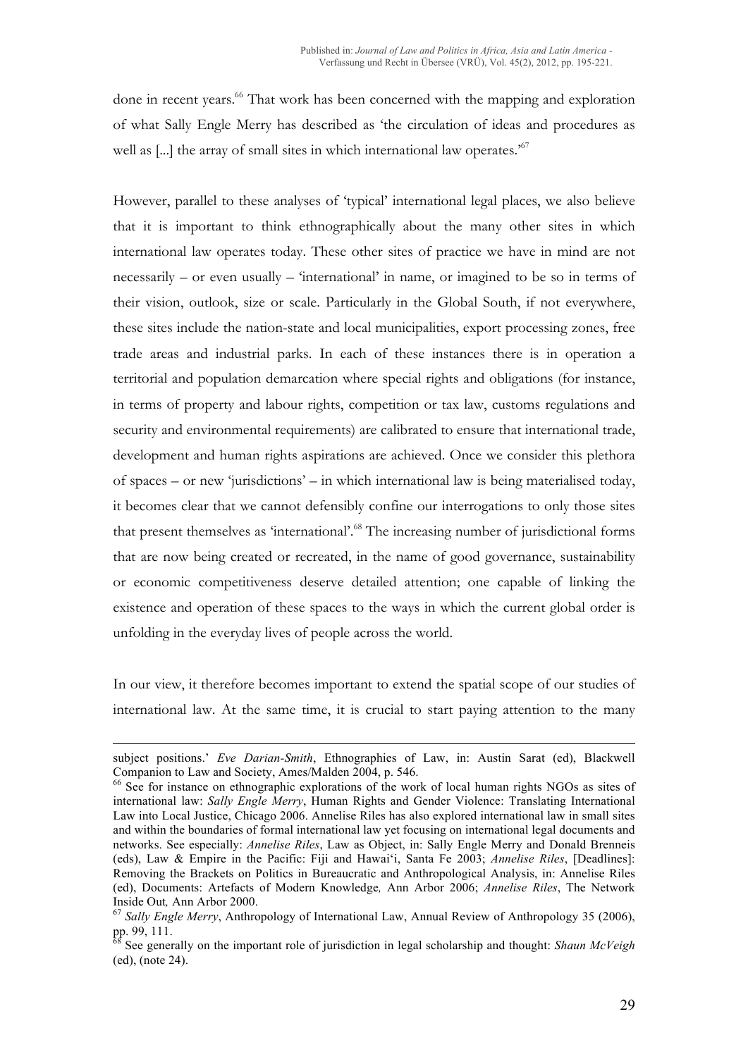done in recent years.[66] That work has been concerned with the mapping and exploration of what Sally Engle Merry has described as 'the circulation of ideas and procedures as well as [...] the array of small sites in which international law operates.'[67]

However, parallel to these analyses of 'typical' international legal places, we also believe that it is important to think ethnographically about the many other sites in which international law operates today. These other sites of practice we have in mind are not necessarily – or even usually – 'international' in name, or imagined to be so in terms of their vision, outlook, size or scale. Particularly in the Global South, if not everywhere, these sites include the nation-state and local municipalities, export processing zones, free trade areas and industrial parks. In each of these instances there is in operation a territorial and population demarcation where special rights and obligations (for instance, in terms of property and labour rights, competition or tax law, customs regulations and security and environmental requirements) are calibrated to ensure that international trade, development and human rights aspirations are achieved. Once we consider this plethora of spaces – or new 'jurisdictions' – in which international law is being materialised today, it becomes clear that we cannot defensibly confine our interrogations to only those sites that present themselves as 'international'.[68] The increasing number of jurisdictional forms that are now being created or recreated, in the name of good governance, sustainability or economic competitiveness deserve detailed attention; one capable of linking the existence and operation of these spaces to the ways in which the current global order is unfolding in the everyday lives of people across the world.

In our view, it therefore becomes important to extend the spatial scope of our studies of international law. At the same time, it is crucial to start paying attention to the many

subject positions.' *Eve Darian-Smith*, Ethnographies of Law, in: Austin Sarat (ed), Blackwell Companion to Law and Society, Ames/Malden 2004, p. 546.

[66] See for instance on ethnographic explorations of the work of local human rights NGOs as sites of international law: *Sally Engle Merry*, Human Rights and Gender Violence: Translating International Law into Local Justice, Chicago 2006. Annelise Riles has also explored international law in small sites and within the boundaries of formal international law yet focusing on international legal documents and networks. See especially: *Annelise Riles*, Law as Object, in: Sally Engle Merry and Donald Brenneis (eds), Law & Empire in the Pacific: Fiji and Hawai'i, Santa Fe 2003; *Annelise Riles*, [Deadlines]: Removing the Brackets on Politics in Bureaucratic and Anthropological Analysis, in: Annelise Riles (ed), Documents: Artefacts of Modern Knowledge*,* Ann Arbor 2006; *Annelise Riles*, The Network Inside Out*,* Ann Arbor 2000.

[67] *Sally Engle Merry*, Anthropology of International Law, Annual Review of Anthropology 35 (2006), pp. 99, 111.

[68] See generally on the important role of jurisdiction in legal scholarship and thought: *Shaun McVeigh* (ed), (note 24).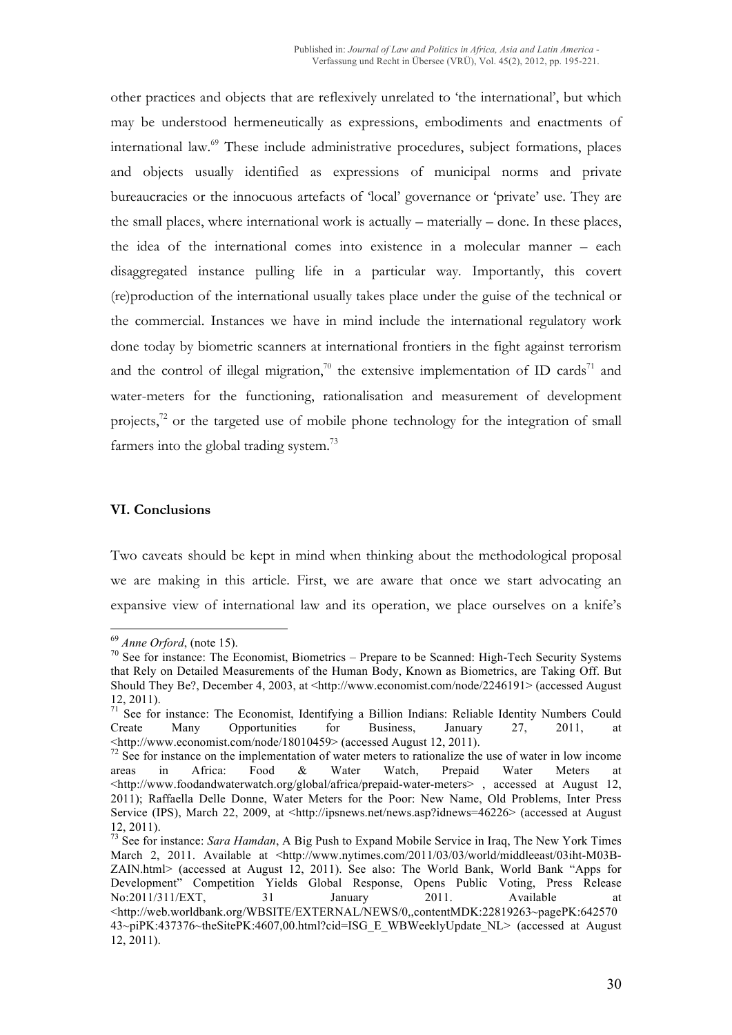other practices and objects that are reflexively unrelated to 'the international', but which may be understood hermeneutically as expressions, embodiments and enactments of international law.[69] These include administrative procedures, subject formations, places and objects usually identified as expressions of municipal norms and private bureaucracies or the innocuous artefacts of 'local' governance or 'private' use. They are the small places, where international work is actually – materially – done. In these places, the idea of the international comes into existence in a molecular manner – each disaggregated instance pulling life in a particular way. Importantly, this covert (re)production of the international usually takes place under the guise of the technical or the commercial. Instances we have in mind include the international regulatory work done today by biometric scanners at international frontiers in the fight against terrorism and the control of illegal migration,[70] the extensive implementation of ID cards[71] and water-meters for the functioning, rationalisation and measurement of development projects,[72] or the targeted use of mobile phone technology for the integration of small farmers into the global trading system.[73]

## VI. Conclusions

Two caveats should be kept in mind when thinking about the methodological proposal we are making in this article. First, we are aware that once we start advocating an expansive view of international law and its operation, we place ourselves on a knife's

---

[69] *Anne Orford*, (note 15).

[70] See for instance: The Economist, Biometrics – Prepare to be Scanned: High-Tech Security Systems that Rely on Detailed Measurements of the Human Body, Known as Biometrics, are Taking Off. But Should They Be?, December 4, 2003, at <http://www.economist.com/node/2246191> (accessed August 12, 2011).

[71] See for instance: The Economist, Identifying a Billion Indians: Reliable Identity Numbers Could Create Many Opportunities for Business, January 27, 2011, at <http://www.economist.com/node/18010459> (accessed August 12, 2011).

[72] See for instance on the implementation of water meters to rationalize the use of water in low income areas in Africa: Food & Water Watch, Prepaid Water Meters at <http://www.foodandwaterwatch.org/global/africa/prepaid-water-meters> , accessed at August 12, 2011); Raffaella Delle Donne, Water Meters for the Poor: New Name, Old Problems, Inter Press Service (IPS), March 22, 2009, at <http://ipsnews.net/news.asp?idnews=46226> (accessed at August 12, 2011).

[73] See for instance: *Sara Hamdan*, A Big Push to Expand Mobile Service in Iraq, The New York Times March 2, 2011. Available at <http://www.nytimes.com/2011/03/03/world/middleeast/03iht-M03B-ZAIN.html> (accessed at August 12, 2011). See also: The World Bank, World Bank "Apps for Development" Competition Yields Global Response, Opens Public Voting, Press Release No:2011/311/EXT, 31 January 2011. Available at <http://web.worldbank.org/WBSITE/EXTERNAL/NEWS/0,,contentMDK:22819263~pagePK:64257043~piPK:437376~theSitePK:4607,00.html?cid=ISG_E_WBWeeklyUpdate_NL> (accessed at August 12, 2011).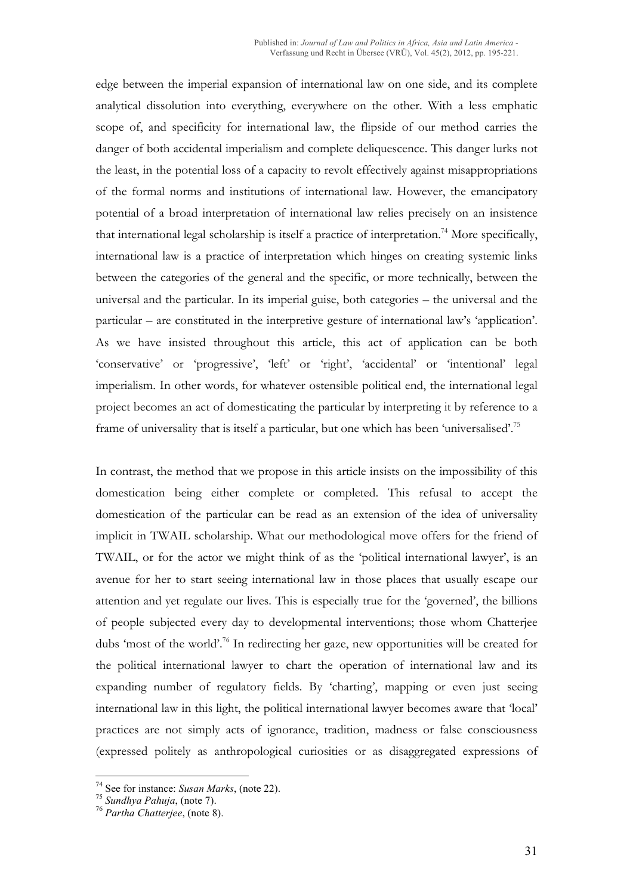edge between the imperial expansion of international law on one side, and its complete analytical dissolution into everything, everywhere on the other. With a less emphatic scope of, and specificity for international law, the flipside of our method carries the danger of both accidental imperialism and complete deliquescence. This danger lurks not the least, in the potential loss of a capacity to revolt effectively against misappropriations of the formal norms and institutions of international law. However, the emancipatory potential of a broad interpretation of international law relies precisely on an insistence that international legal scholarship is itself a practice of interpretation.[74] More specifically, international law is a practice of interpretation which hinges on creating systemic links between the categories of the general and the specific, or more technically, between the universal and the particular. In its imperial guise, both categories – the universal and the particular – are constituted in the interpretive gesture of international law's 'application'. As we have insisted throughout this article, this act of application can be both 'conservative' or 'progressive', 'left' or 'right', 'accidental' or 'intentional' legal imperialism. In other words, for whatever ostensible political end, the international legal project becomes an act of domesticating the particular by interpreting it by reference to a frame of universality that is itself a particular, but one which has been 'universalised'.[75]

In contrast, the method that we propose in this article insists on the impossibility of this domestication being either complete or completed. This refusal to accept the domestication of the particular can be read as an extension of the idea of universality implicit in TWAIL scholarship. What our methodological move offers for the friend of TWAIL, or for the actor we might think of as the 'political international lawyer', is an avenue for her to start seeing international law in those places that usually escape our attention and yet regulate our lives. This is especially true for the 'governed', the billions of people subjected every day to developmental interventions; those whom Chatterjee dubs 'most of the world'.[76] In redirecting her gaze, new opportunities will be created for the political international lawyer to chart the operation of international law and its expanding number of regulatory fields. By 'charting', mapping or even just seeing international law in this light, the political international lawyer becomes aware that 'local' practices are not simply acts of ignorance, tradition, madness or false consciousness (expressed politely as anthropological curiosities or as disaggregated expressions of

---

[74] See for instance: *Susan Marks*, (note 22).

[75] *Sundhya Pahuja*, (note 7).

[76] *Partha Chatterjee*, (note 8).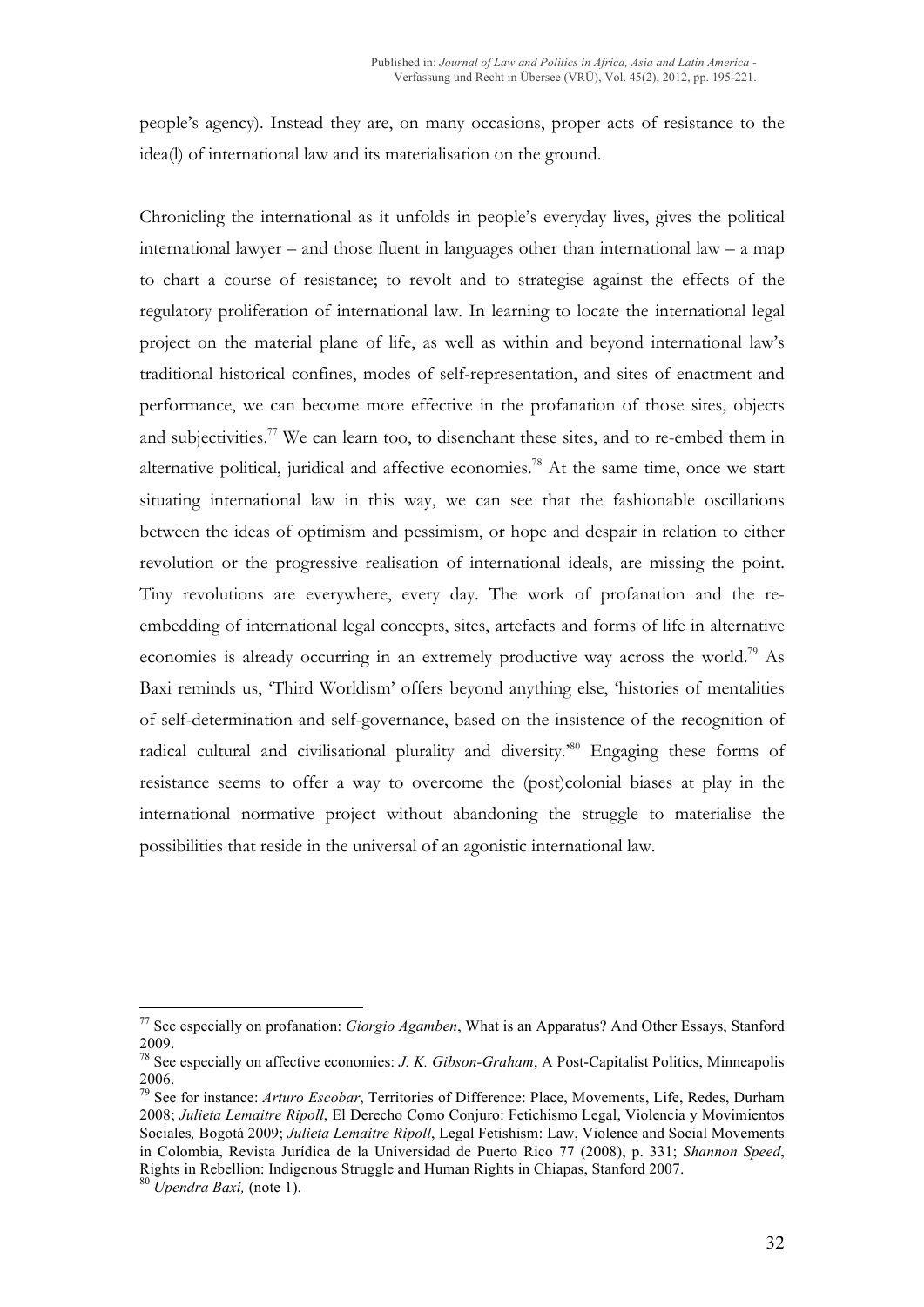people's agency). Instead they are, on many occasions, proper acts of resistance to the idea(l) of international law and its materialisation on the ground.

Chronicling the international as it unfolds in people's everyday lives, gives the political international lawyer – and those fluent in languages other than international law – a map to chart a course of resistance; to revolt and to strategise against the effects of the regulatory proliferation of international law. In learning to locate the international legal project on the material plane of life, as well as within and beyond international law's traditional historical confines, modes of self-representation, and sites of enactment and performance, we can become more effective in the profanation of those sites, objects and subjectivities.[77] We can learn too, to disenchant these sites, and to re-embed them in alternative political, juridical and affective economies.[78] At the same time, once we start situating international law in this way, we can see that the fashionable oscillations between the ideas of optimism and pessimism, or hope and despair in relation to either revolution or the progressive realisation of international ideals, are missing the point. Tiny revolutions are everywhere, every day. The work of profanation and the re-embedding of international legal concepts, sites, artefacts and forms of life in alternative economies is already occurring in an extremely productive way across the world.[79] As Baxi reminds us, 'Third Worldism' offers beyond anything else, 'histories of mentalities of self-determination and self-governance, based on the insistence of the recognition of radical cultural and civilisational plurality and diversity.'[80] Engaging these forms of resistance seems to offer a way to overcome the (post)colonial biases at play in the international normative project without abandoning the struggle to materialise the possibilities that reside in the universal of an agonistic international law.

---

[77] See especially on profanation: *Giorgio Agamben*, What is an Apparatus? And Other Essays, Stanford 2009.

[78] See especially on affective economies: *J. K. Gibson-Graham*, A Post-Capitalist Politics, Minneapolis 2006.

[79] See for instance: *Arturo Escobar*, Territories of Difference: Place, Movements, Life, Redes, Durham 2008; *Julieta Lemaitre Ripoll*, El Derecho Como Conjuro: Fetichismo Legal, Violencia y Movimientos Sociales*,* Bogotá 2009; *Julieta Lemaitre Ripoll*, Legal Fetishism: Law, Violence and Social Movements in Colombia, Revista Jurídica de la Universidad de Puerto Rico 77 (2008), p. 331; *Shannon Speed*, Rights in Rebellion: Indigenous Struggle and Human Rights in Chiapas, Stanford 2007.

[80] *Upendra Baxi,* (note 1).